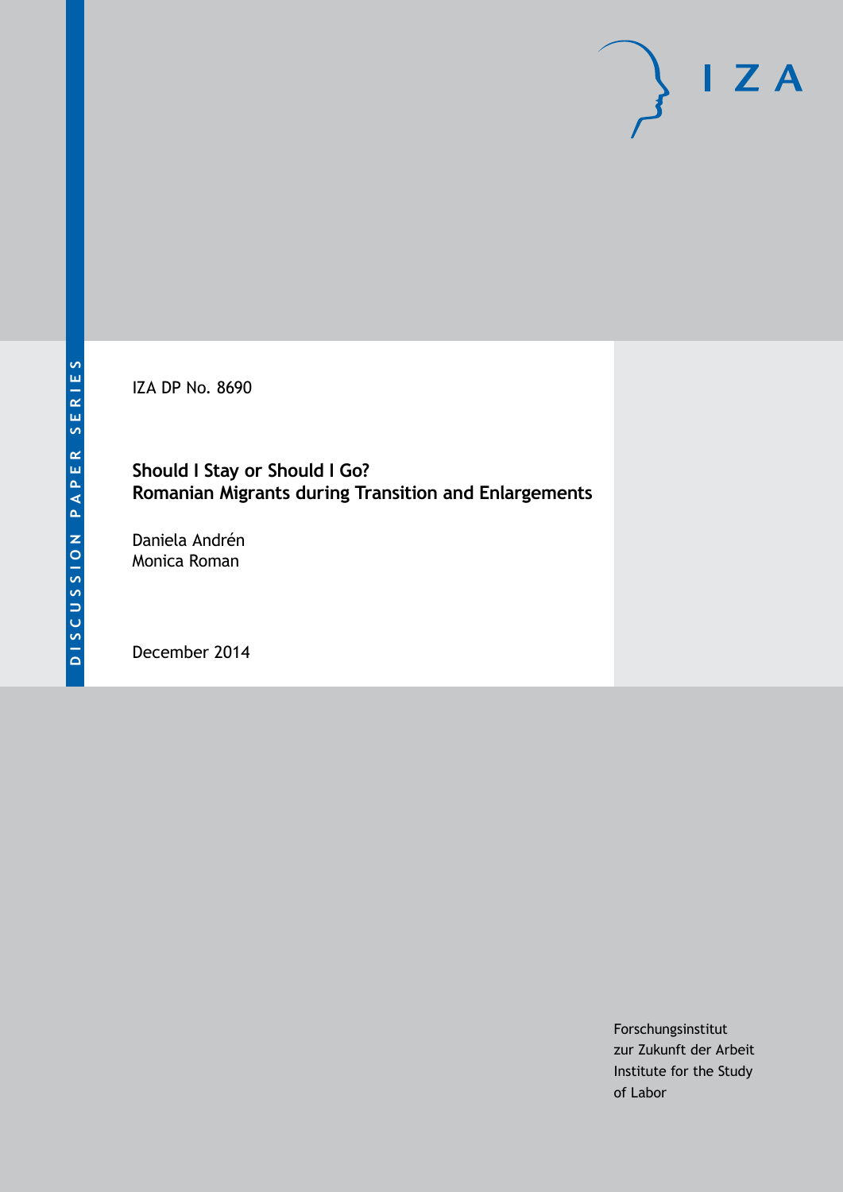DISCUSSION PAPER SERIES

IZA DP No. 8690

# Should I Stay or Should I Go? Romanian Migrants during Transition and Enlargements

Daniela Andrén
Monica Roman

December 2014

Forschungsinstitut
zur Zukunft der Arbeit
Institute for the Study
of Labor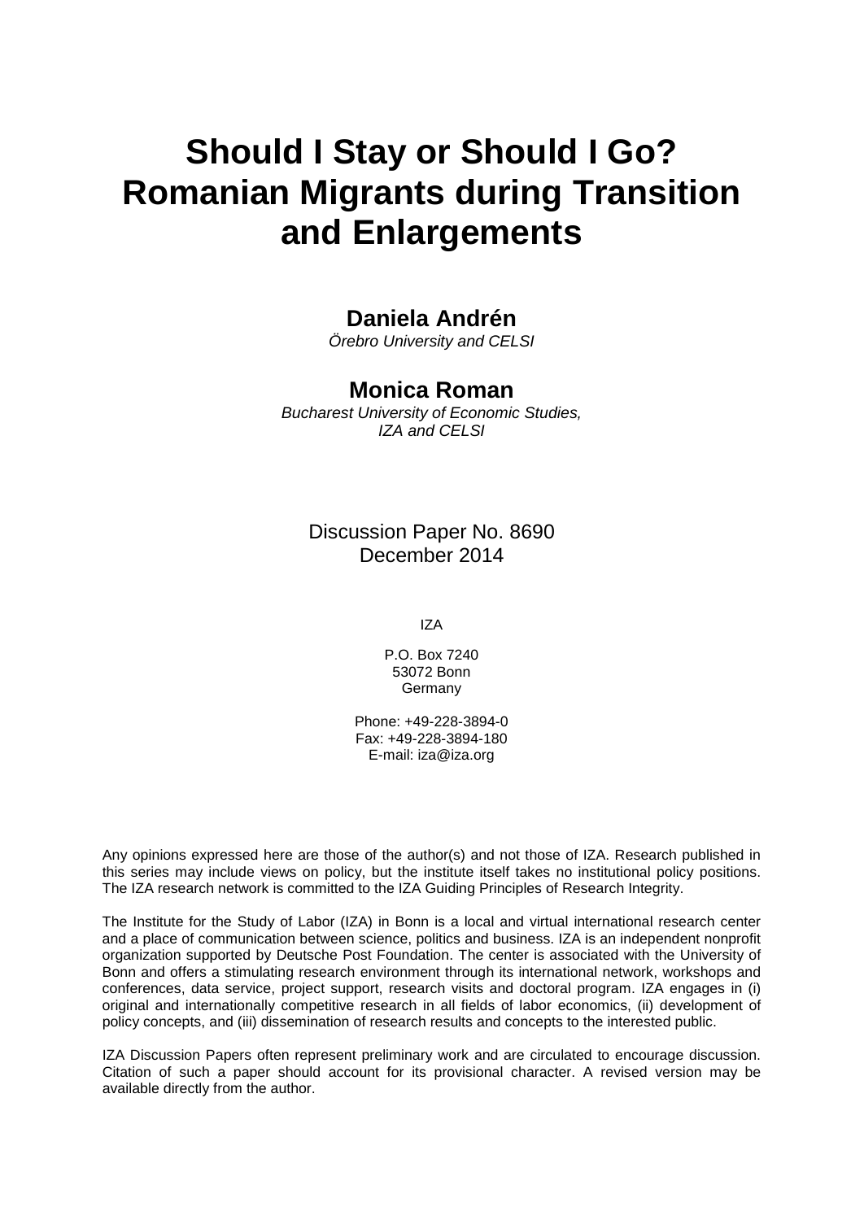# Should I Stay or Should I Go? Romanian Migrants during Transition and Enlargements

**Daniela Andrén**
*Örebro University and CELSI*

**Monica Roman**
*Bucharest University of Economic Studies, IZA and CELSI*

Discussion Paper No. 8690
December 2014

IZA

P.O. Box 7240
53072 Bonn
Germany

Phone: +49-228-3894-0
Fax: +49-228-3894-180
E-mail: iza@iza.org

Any opinions expressed here are those of the author(s) and not those of IZA. Research published in this series may include views on policy, but the institute itself takes no institutional policy positions. The IZA research network is committed to the IZA Guiding Principles of Research Integrity.

The Institute for the Study of Labor (IZA) in Bonn is a local and virtual international research center and a place of communication between science, politics and business. IZA is an independent nonprofit organization supported by Deutsche Post Foundation. The center is associated with the University of Bonn and offers a stimulating research environment through its international network, workshops and conferences, data service, project support, research visits and doctoral program. IZA engages in (i) original and internationally competitive research in all fields of labor economics, (ii) development of policy concepts, and (iii) dissemination of research results and concepts to the interested public.

IZA Discussion Papers often represent preliminary work and are circulated to encourage discussion. Citation of such a paper should account for its provisional character. A revised version may be available directly from the author.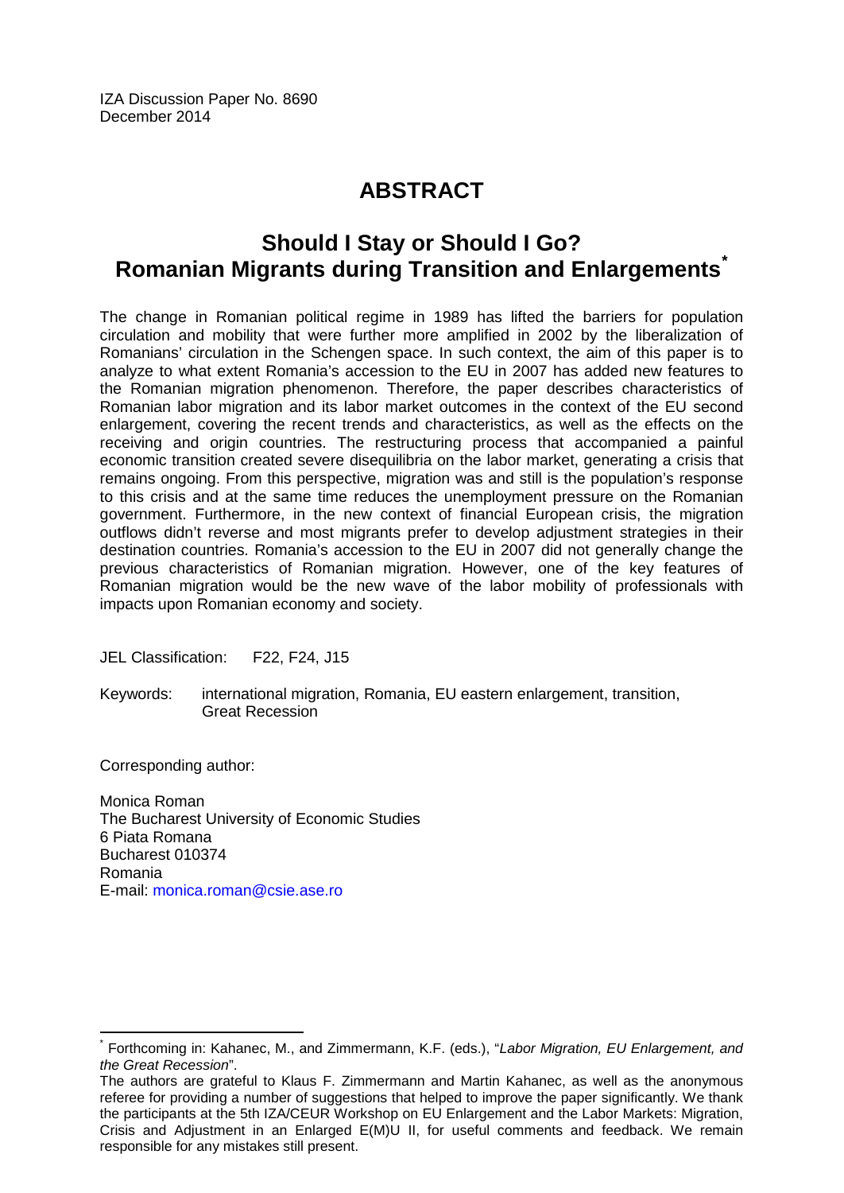IZA Discussion Paper No. 8690
December 2014

# ABSTRACT

## Should I Stay or Should I Go? Romanian Migrants during Transition and Enlargements*

The change in Romanian political regime in 1989 has lifted the barriers for population circulation and mobility that were further more amplified in 2002 by the liberalization of Romanians' circulation in the Schengen space. In such context, the aim of this paper is to analyze to what extent Romania's accession to the EU in 2007 has added new features to the Romanian migration phenomenon. Therefore, the paper describes characteristics of Romanian labor migration and its labor market outcomes in the context of the EU second enlargement, covering the recent trends and characteristics, as well as the effects on the receiving and origin countries. The restructuring process that accompanied a painful economic transition created severe disequilibria on the labor market, generating a crisis that remains ongoing. From this perspective, migration was and still is the population's response to this crisis and at the same time reduces the unemployment pressure on the Romanian government. Furthermore, in the new context of financial European crisis, the migration outflows didn't reverse and most migrants prefer to develop adjustment strategies in their destination countries. Romania's accession to the EU in 2007 did not generally change the previous characteristics of Romanian migration. However, one of the key features of Romanian migration would be the new wave of the labor mobility of professionals with impacts upon Romanian economy and society.

JEL Classification: F22, F24, J15

Keywords: international migration, Romania, EU eastern enlargement, transition, Great Recession

Corresponding author:

Monica Roman
The Bucharest University of Economic Studies
6 Piata Romana
Bucharest 010374
Romania
E-mail: monica.roman@csie.ase.ro

---

* Forthcoming in: Kahanec, M., and Zimmermann, K.F. (eds.), "*Labor Migration, EU Enlargement, and the Great Recession*".

The authors are grateful to Klaus F. Zimmermann and Martin Kahanec, as well as the anonymous referee for providing a number of suggestions that helped to improve the paper significantly. We thank the participants at the 5th IZA/CEUR Workshop on EU Enlargement and the Labor Markets: Migration, Crisis and Adjustment in an Enlarged E(M)U II, for useful comments and feedback. We remain responsible for any mistakes still present.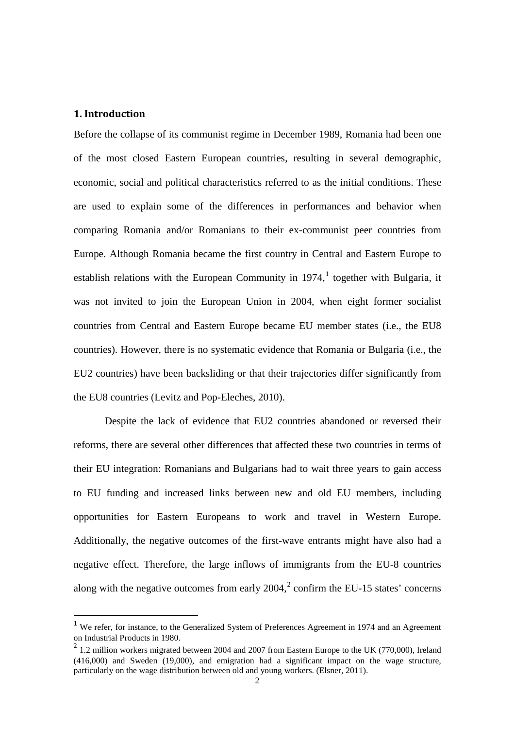## 1. Introduction

Before the collapse of its communist regime in December 1989, Romania had been one of the most closed Eastern European countries, resulting in several demographic, economic, social and political characteristics referred to as the initial conditions. These are used to explain some of the differences in performances and behavior when comparing Romania and/or Romanians to their ex-communist peer countries from Europe. Although Romania became the first country in Central and Eastern Europe to establish relations with the European Community in 1974,[1] together with Bulgaria, it was not invited to join the European Union in 2004, when eight former socialist countries from Central and Eastern Europe became EU member states (i.e., the EU8 countries). However, there is no systematic evidence that Romania or Bulgaria (i.e., the EU2 countries) have been backsliding or that their trajectories differ significantly from the EU8 countries (Levitz and Pop-Eleches, 2010).

Despite the lack of evidence that EU2 countries abandoned or reversed their reforms, there are several other differences that affected these two countries in terms of their EU integration: Romanians and Bulgarians had to wait three years to gain access to EU funding and increased links between new and old EU members, including opportunities for Eastern Europeans to work and travel in Western Europe. Additionally, the negative outcomes of the first-wave entrants might have also had a negative effect. Therefore, the large inflows of immigrants from the EU-8 countries along with the negative outcomes from early 2004,[2] confirm the EU-15 states' concerns

[1] We refer, for instance, to the Generalized System of Preferences Agreement in 1974 and an Agreement on Industrial Products in 1980.

[2] 1.2 million workers migrated between 2004 and 2007 from Eastern Europe to the UK (770,000), Ireland (416,000) and Sweden (19,000), and emigration had a significant impact on the wage structure, particularly on the wage distribution between old and young workers. (Elsner, 2011).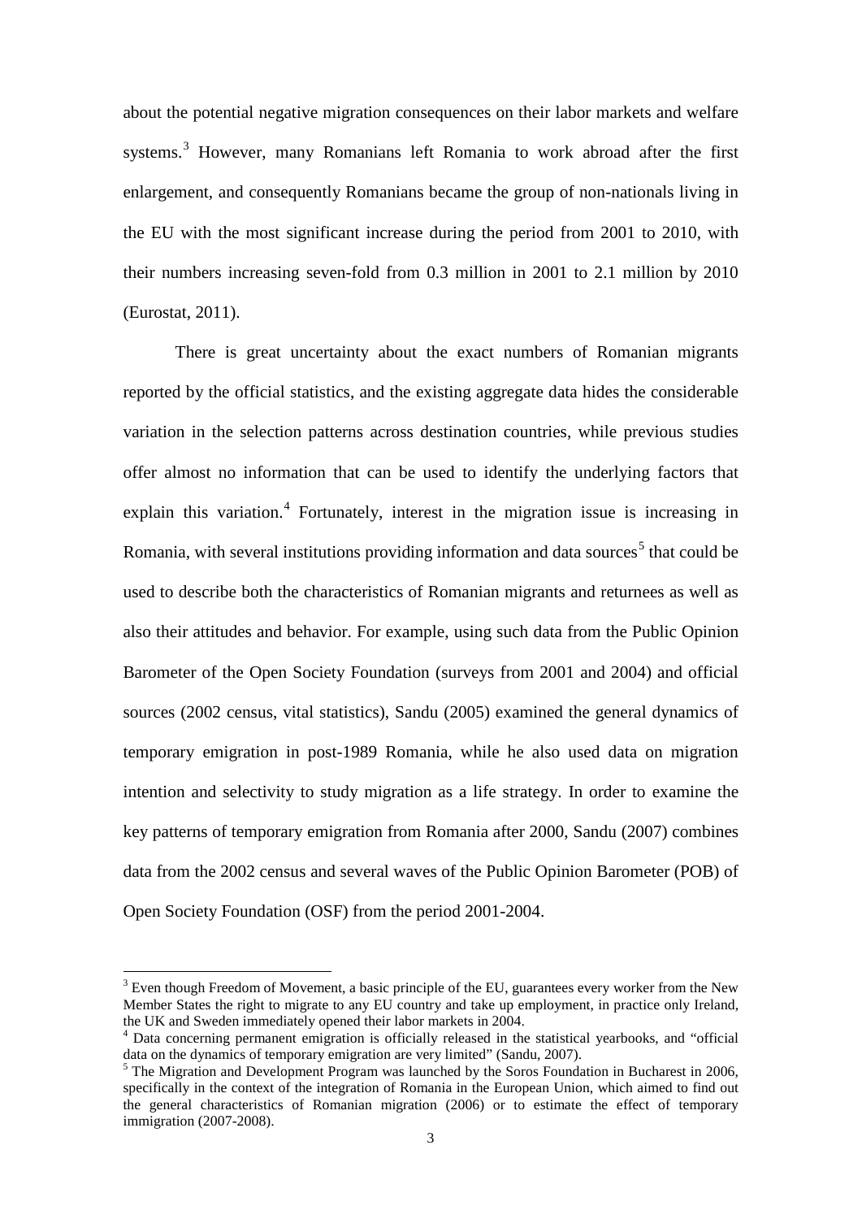about the potential negative migration consequences on their labor markets and welfare systems.[3] However, many Romanians left Romania to work abroad after the first enlargement, and consequently Romanians became the group of non-nationals living in the EU with the most significant increase during the period from 2001 to 2010, with their numbers increasing seven-fold from 0.3 million in 2001 to 2.1 million by 2010 (Eurostat, 2011).

There is great uncertainty about the exact numbers of Romanian migrants reported by the official statistics, and the existing aggregate data hides the considerable variation in the selection patterns across destination countries, while previous studies offer almost no information that can be used to identify the underlying factors that explain this variation.[4] Fortunately, interest in the migration issue is increasing in Romania, with several institutions providing information and data sources[5] that could be used to describe both the characteristics of Romanian migrants and returnees as well as also their attitudes and behavior. For example, using such data from the Public Opinion Barometer of the Open Society Foundation (surveys from 2001 and 2004) and official sources (2002 census, vital statistics), Sandu (2005) examined the general dynamics of temporary emigration in post-1989 Romania, while he also used data on migration intention and selectivity to study migration as a life strategy. In order to examine the key patterns of temporary emigration from Romania after 2000, Sandu (2007) combines data from the 2002 census and several waves of the Public Opinion Barometer (POB) of Open Society Foundation (OSF) from the period 2001-2004.

---

[3] Even though Freedom of Movement, a basic principle of the EU, guarantees every worker from the New Member States the right to migrate to any EU country and take up employment, in practice only Ireland, the UK and Sweden immediately opened their labor markets in 2004.

[4] Data concerning permanent emigration is officially released in the statistical yearbooks, and "official data on the dynamics of temporary emigration are very limited" (Sandu, 2007).

[5] The Migration and Development Program was launched by the Soros Foundation in Bucharest in 2006, specifically in the context of the integration of Romania in the European Union, which aimed to find out the general characteristics of Romanian migration (2006) or to estimate the effect of temporary immigration (2007-2008).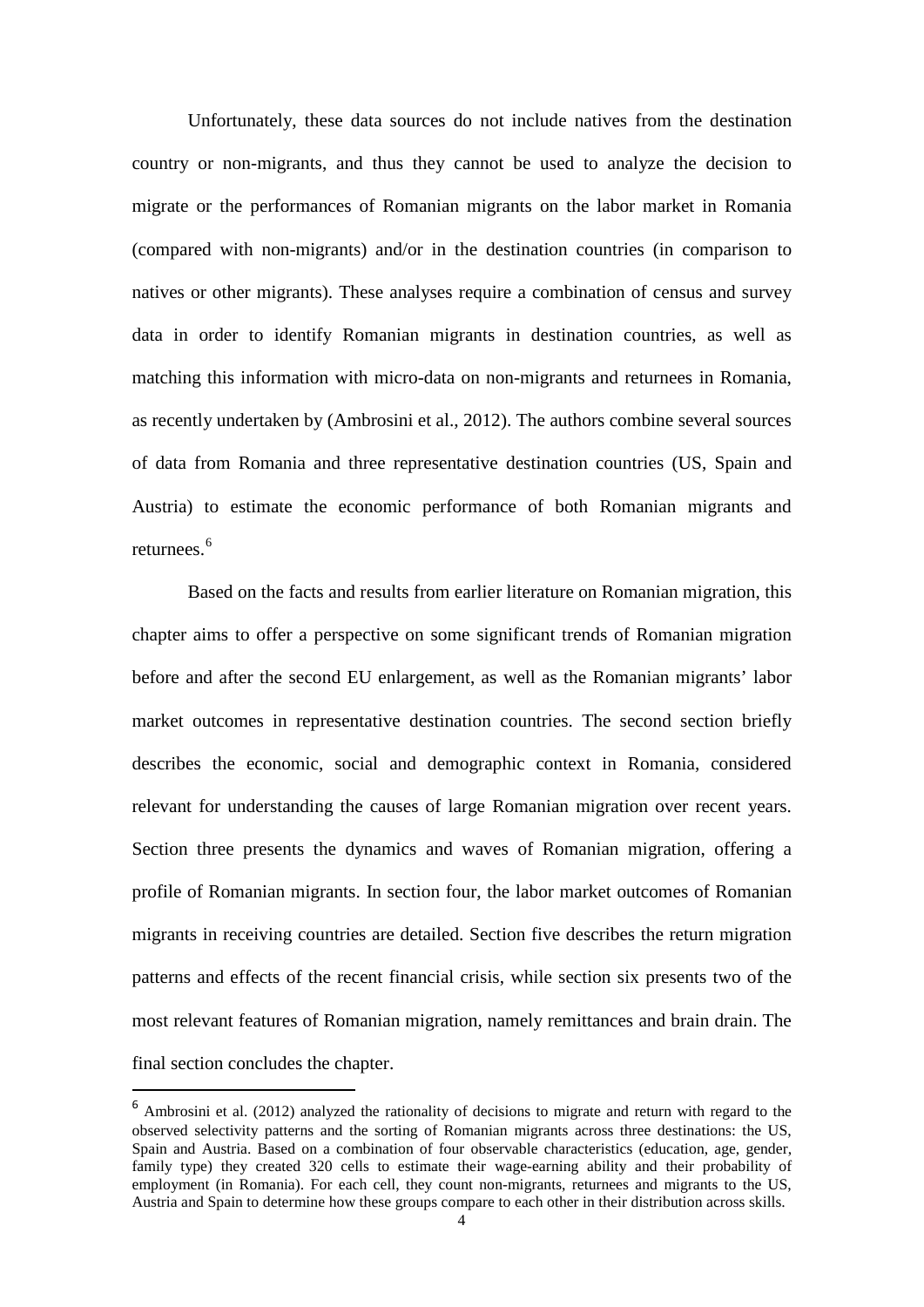Unfortunately, these data sources do not include natives from the destination country or non-migrants, and thus they cannot be used to analyze the decision to migrate or the performances of Romanian migrants on the labor market in Romania (compared with non-migrants) and/or in the destination countries (in comparison to natives or other migrants). These analyses require a combination of census and survey data in order to identify Romanian migrants in destination countries, as well as matching this information with micro-data on non-migrants and returnees in Romania, as recently undertaken by (Ambrosini et al., 2012). The authors combine several sources of data from Romania and three representative destination countries (US, Spain and Austria) to estimate the economic performance of both Romanian migrants and returnees.[6]

Based on the facts and results from earlier literature on Romanian migration, this chapter aims to offer a perspective on some significant trends of Romanian migration before and after the second EU enlargement, as well as the Romanian migrants' labor market outcomes in representative destination countries. The second section briefly describes the economic, social and demographic context in Romania, considered relevant for understanding the causes of large Romanian migration over recent years. Section three presents the dynamics and waves of Romanian migration, offering a profile of Romanian migrants. In section four, the labor market outcomes of Romanian migrants in receiving countries are detailed. Section five describes the return migration patterns and effects of the recent financial crisis, while section six presents two of the most relevant features of Romanian migration, namely remittances and brain drain. The final section concludes the chapter.

---

[6] Ambrosini et al. (2012) analyzed the rationality of decisions to migrate and return with regard to the observed selectivity patterns and the sorting of Romanian migrants across three destinations: the US, Spain and Austria. Based on a combination of four observable characteristics (education, age, gender, family type) they created 320 cells to estimate their wage-earning ability and their probability of employment (in Romania). For each cell, they count non-migrants, returnees and migrants to the US, Austria and Spain to determine how these groups compare to each other in their distribution across skills.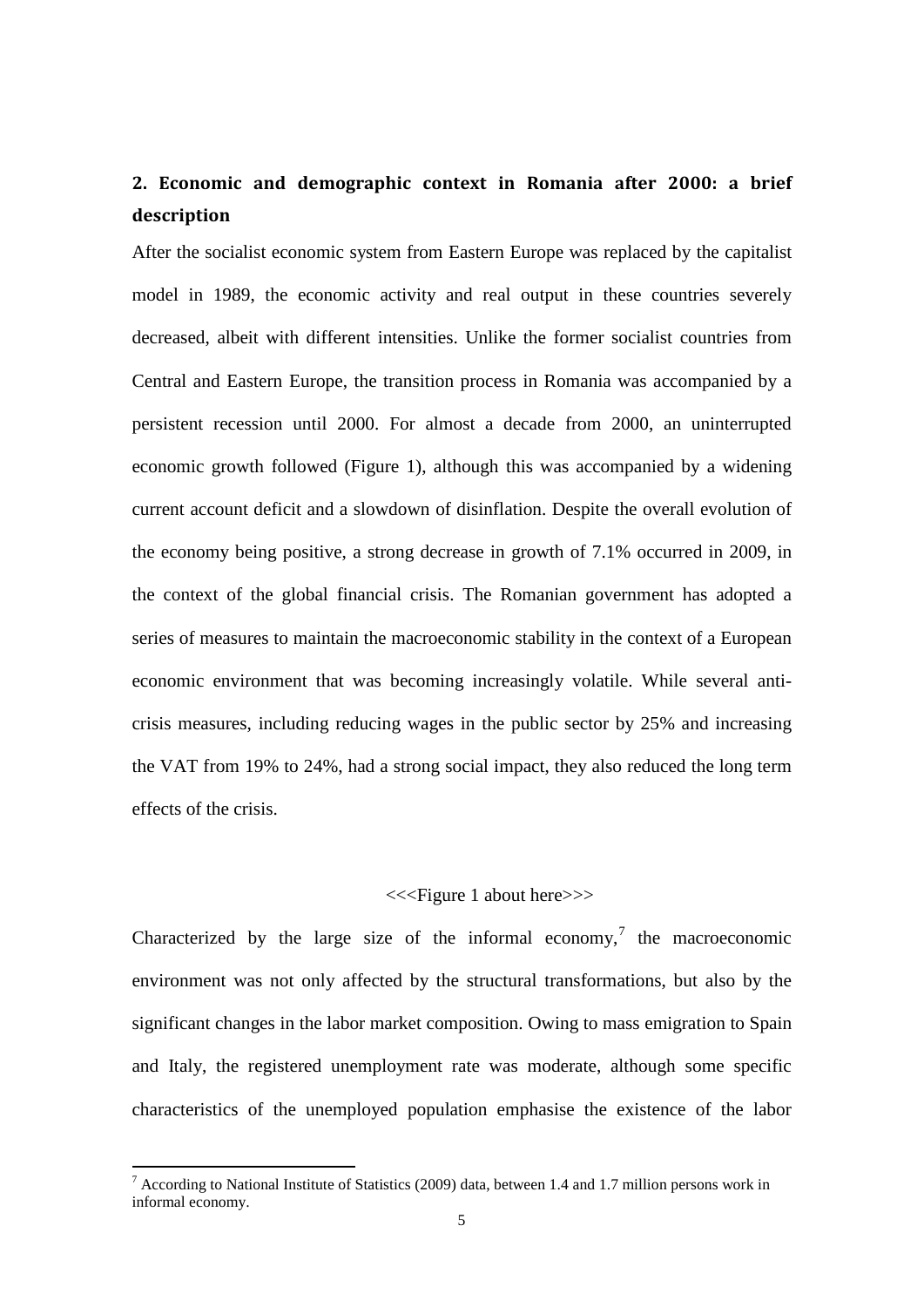## 2. Economic and demographic context in Romania after 2000: a brief description

After the socialist economic system from Eastern Europe was replaced by the capitalist model in 1989, the economic activity and real output in these countries severely decreased, albeit with different intensities. Unlike the former socialist countries from Central and Eastern Europe, the transition process in Romania was accompanied by a persistent recession until 2000. For almost a decade from 2000, an uninterrupted economic growth followed (Figure 1), although this was accompanied by a widening current account deficit and a slowdown of disinflation. Despite the overall evolution of the economy being positive, a strong decrease in growth of 7.1% occurred in 2009, in the context of the global financial crisis. The Romanian government has adopted a series of measures to maintain the macroeconomic stability in the context of a European economic environment that was becoming increasingly volatile. While several anti-crisis measures, including reducing wages in the public sector by 25% and increasing the VAT from 19% to 24%, had a strong social impact, they also reduced the long term effects of the crisis.

<<<Figure 1 about here>>>

Characterized by the large size of the informal economy,[7] the macroeconomic environment was not only affected by the structural transformations, but also by the significant changes in the labor market composition. Owing to mass emigration to Spain and Italy, the registered unemployment rate was moderate, although some specific characteristics of the unemployed population emphasise the existence of the labor

[7] According to National Institute of Statistics (2009) data, between 1.4 and 1.7 million persons work in informal economy.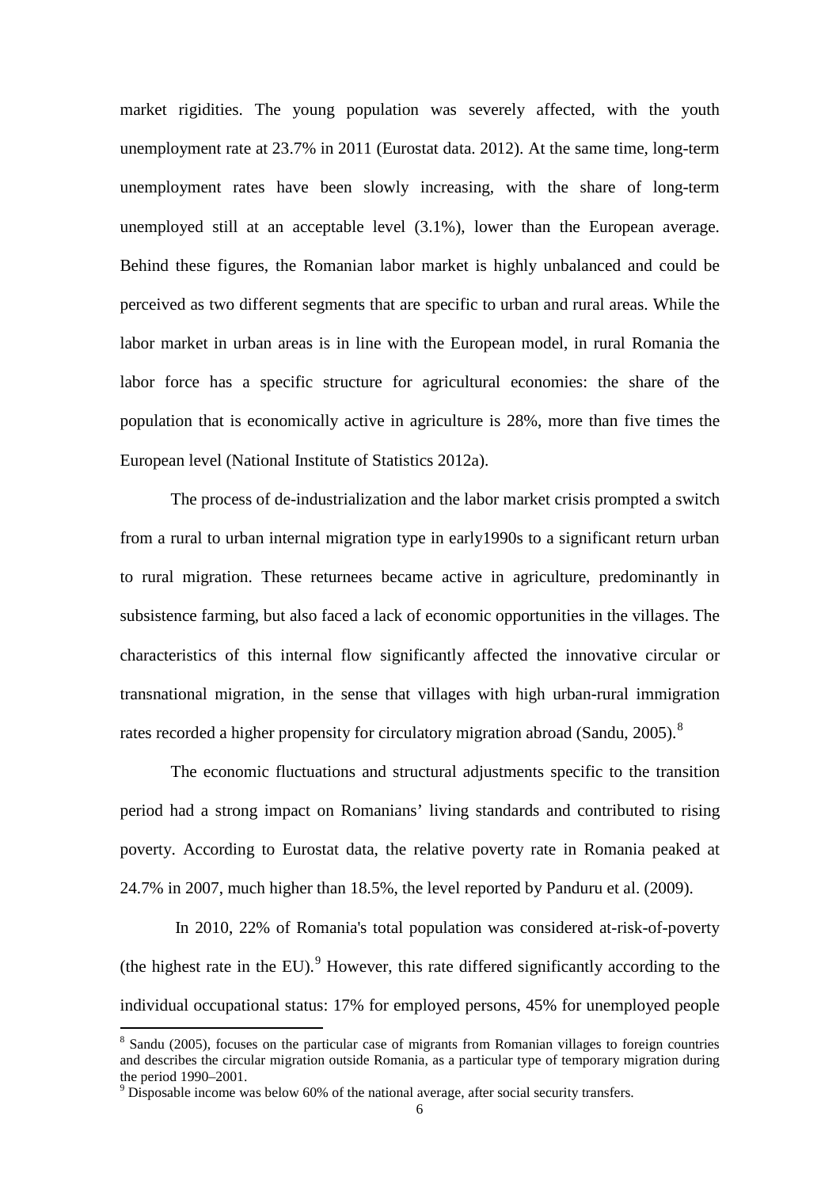market rigidities. The young population was severely affected, with the youth unemployment rate at 23.7% in 2011 (Eurostat data. 2012). At the same time, long-term unemployment rates have been slowly increasing, with the share of long-term unemployed still at an acceptable level (3.1%), lower than the European average. Behind these figures, the Romanian labor market is highly unbalanced and could be perceived as two different segments that are specific to urban and rural areas. While the labor market in urban areas is in line with the European model, in rural Romania the labor force has a specific structure for agricultural economies: the share of the population that is economically active in agriculture is 28%, more than five times the European level (National Institute of Statistics 2012a).

The process of de-industrialization and the labor market crisis prompted a switch from a rural to urban internal migration type in early1990s to a significant return urban to rural migration. These returnees became active in agriculture, predominantly in subsistence farming, but also faced a lack of economic opportunities in the villages. The characteristics of this internal flow significantly affected the innovative circular or transnational migration, in the sense that villages with high urban-rural immigration rates recorded a higher propensity for circulatory migration abroad (Sandu, 2005).[8]

The economic fluctuations and structural adjustments specific to the transition period had a strong impact on Romanians' living standards and contributed to rising poverty. According to Eurostat data, the relative poverty rate in Romania peaked at 24.7% in 2007, much higher than 18.5%, the level reported by Panduru et al. (2009).

In 2010, 22% of Romania's total population was considered at-risk-of-poverty (the highest rate in the EU).[9] However, this rate differed significantly according to the individual occupational status: 17% for employed persons, 45% for unemployed people

---

[8] Sandu (2005), focuses on the particular case of migrants from Romanian villages to foreign countries and describes the circular migration outside Romania, as a particular type of temporary migration during the period 1990–2001.

[9] Disposable income was below 60% of the national average, after social security transfers.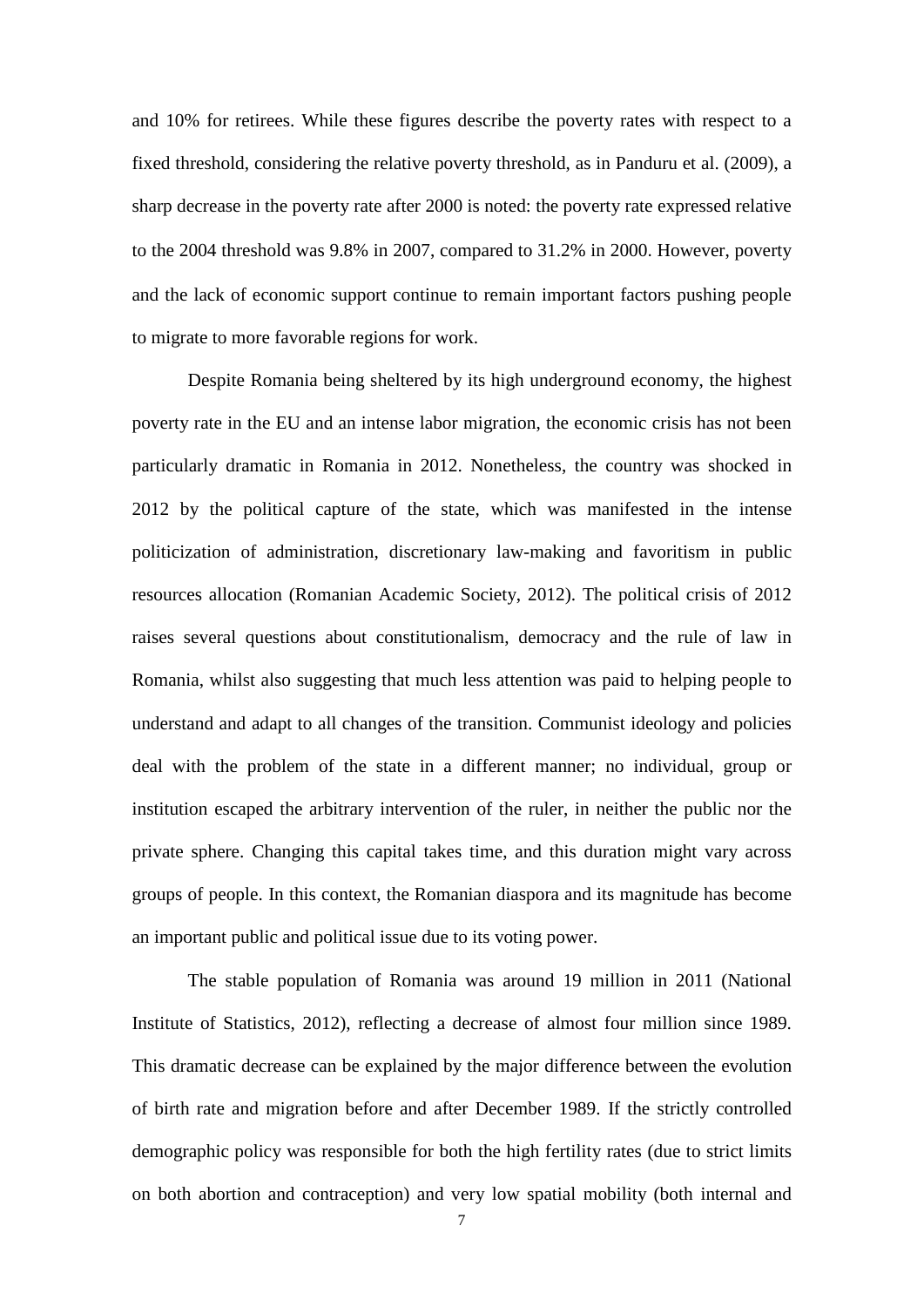and 10% for retirees. While these figures describe the poverty rates with respect to a fixed threshold, considering the relative poverty threshold, as in Panduru et al. (2009), a sharp decrease in the poverty rate after 2000 is noted: the poverty rate expressed relative to the 2004 threshold was 9.8% in 2007, compared to 31.2% in 2000. However, poverty and the lack of economic support continue to remain important factors pushing people to migrate to more favorable regions for work.

Despite Romania being sheltered by its high underground economy, the highest poverty rate in the EU and an intense labor migration, the economic crisis has not been particularly dramatic in Romania in 2012. Nonetheless, the country was shocked in 2012 by the political capture of the state, which was manifested in the intense politicization of administration, discretionary law-making and favoritism in public resources allocation (Romanian Academic Society, 2012). The political crisis of 2012 raises several questions about constitutionalism, democracy and the rule of law in Romania, whilst also suggesting that much less attention was paid to helping people to understand and adapt to all changes of the transition. Communist ideology and policies deal with the problem of the state in a different manner; no individual, group or institution escaped the arbitrary intervention of the ruler, in neither the public nor the private sphere. Changing this capital takes time, and this duration might vary across groups of people. In this context, the Romanian diaspora and its magnitude has become an important public and political issue due to its voting power.

The stable population of Romania was around 19 million in 2011 (National Institute of Statistics, 2012), reflecting a decrease of almost four million since 1989. This dramatic decrease can be explained by the major difference between the evolution of birth rate and migration before and after December 1989. If the strictly controlled demographic policy was responsible for both the high fertility rates (due to strict limits on both abortion and contraception) and very low spatial mobility (both internal and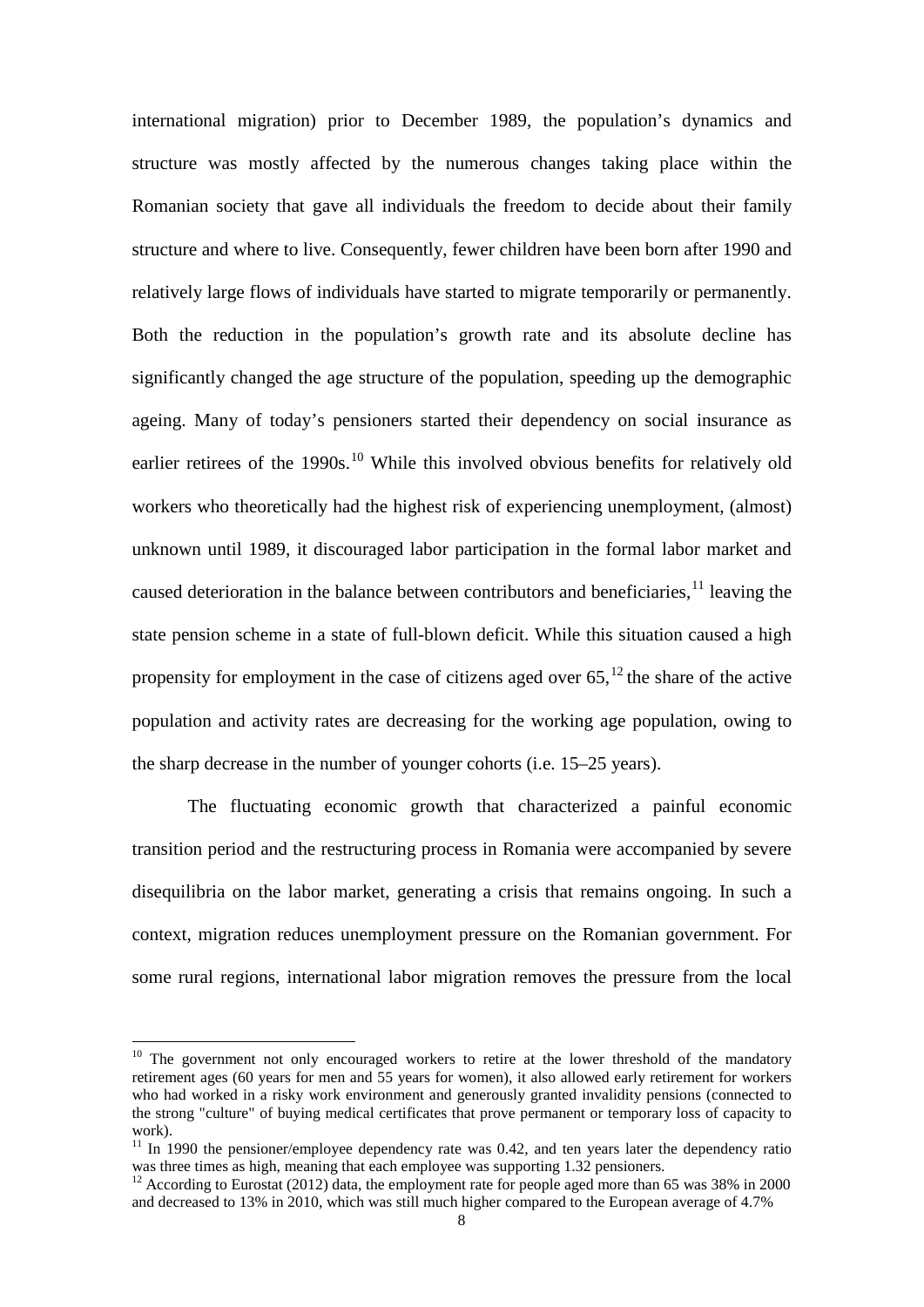international migration) prior to December 1989, the population's dynamics and structure was mostly affected by the numerous changes taking place within the Romanian society that gave all individuals the freedom to decide about their family structure and where to live. Consequently, fewer children have been born after 1990 and relatively large flows of individuals have started to migrate temporarily or permanently. Both the reduction in the population's growth rate and its absolute decline has significantly changed the age structure of the population, speeding up the demographic ageing. Many of today's pensioners started their dependency on social insurance as earlier retirees of the 1990s.[10] While this involved obvious benefits for relatively old workers who theoretically had the highest risk of experiencing unemployment, (almost) unknown until 1989, it discouraged labor participation in the formal labor market and caused deterioration in the balance between contributors and beneficiaries,[11] leaving the state pension scheme in a state of full-blown deficit. While this situation caused a high propensity for employment in the case of citizens aged over 65,[12] the share of the active population and activity rates are decreasing for the working age population, owing to the sharp decrease in the number of younger cohorts (i.e. 15–25 years).

The fluctuating economic growth that characterized a painful economic transition period and the restructuring process in Romania were accompanied by severe disequilibria on the labor market, generating a crisis that remains ongoing. In such a context, migration reduces unemployment pressure on the Romanian government. For some rural regions, international labor migration removes the pressure from the local

---

[10] The government not only encouraged workers to retire at the lower threshold of the mandatory retirement ages (60 years for men and 55 years for women), it also allowed early retirement for workers who had worked in a risky work environment and generously granted invalidity pensions (connected to the strong "culture" of buying medical certificates that prove permanent or temporary loss of capacity to work).

[11] In 1990 the pensioner/employee dependency rate was 0.42, and ten years later the dependency ratio was three times as high, meaning that each employee was supporting 1.32 pensioners.

[12] According to Eurostat (2012) data, the employment rate for people aged more than 65 was 38% in 2000 and decreased to 13% in 2010, which was still much higher compared to the European average of 4.7%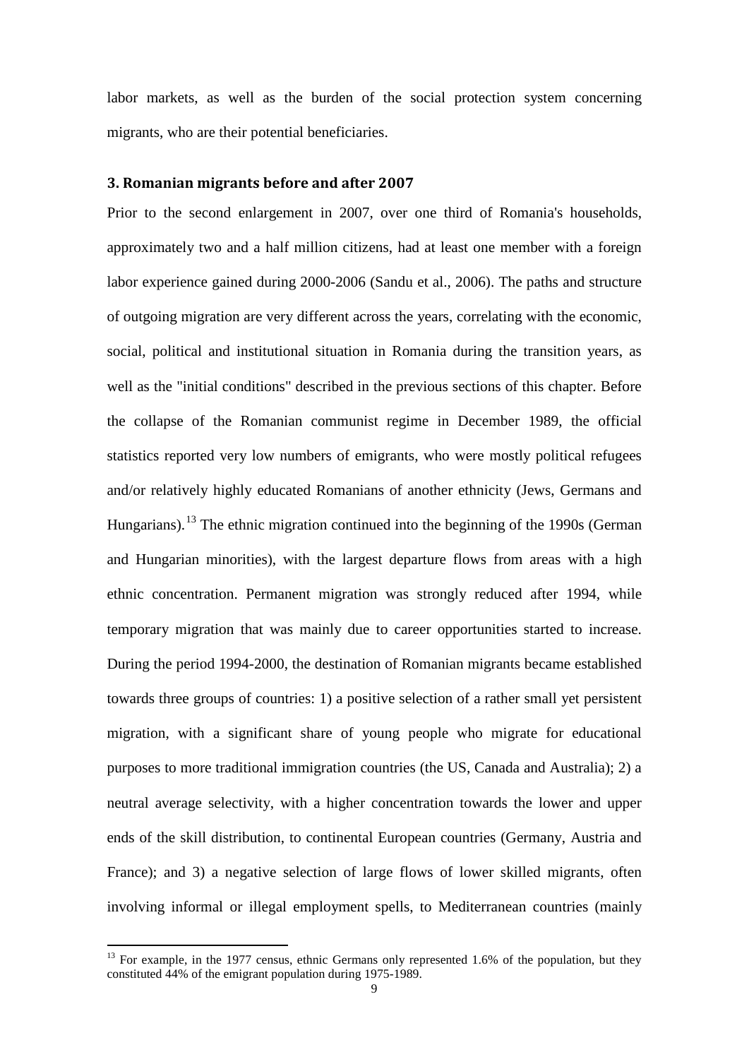labor markets, as well as the burden of the social protection system concerning migrants, who are their potential beneficiaries.

### 3. Romanian migrants before and after 2007

Prior to the second enlargement in 2007, over one third of Romania's households, approximately two and a half million citizens, had at least one member with a foreign labor experience gained during 2000-2006 (Sandu et al., 2006). The paths and structure of outgoing migration are very different across the years, correlating with the economic, social, political and institutional situation in Romania during the transition years, as well as the "initial conditions" described in the previous sections of this chapter. Before the collapse of the Romanian communist regime in December 1989, the official statistics reported very low numbers of emigrants, who were mostly political refugees and/or relatively highly educated Romanians of another ethnicity (Jews, Germans and Hungarians).[13] The ethnic migration continued into the beginning of the 1990s (German and Hungarian minorities), with the largest departure flows from areas with a high ethnic concentration. Permanent migration was strongly reduced after 1994, while temporary migration that was mainly due to career opportunities started to increase. During the period 1994-2000, the destination of Romanian migrants became established towards three groups of countries: 1) a positive selection of a rather small yet persistent migration, with a significant share of young people who migrate for educational purposes to more traditional immigration countries (the US, Canada and Australia); 2) a neutral average selectivity, with a higher concentration towards the lower and upper ends of the skill distribution, to continental European countries (Germany, Austria and France); and 3) a negative selection of large flows of lower skilled migrants, often involving informal or illegal employment spells, to Mediterranean countries (mainly

[13] For example, in the 1977 census, ethnic Germans only represented 1.6% of the population, but they constituted 44% of the emigrant population during 1975-1989.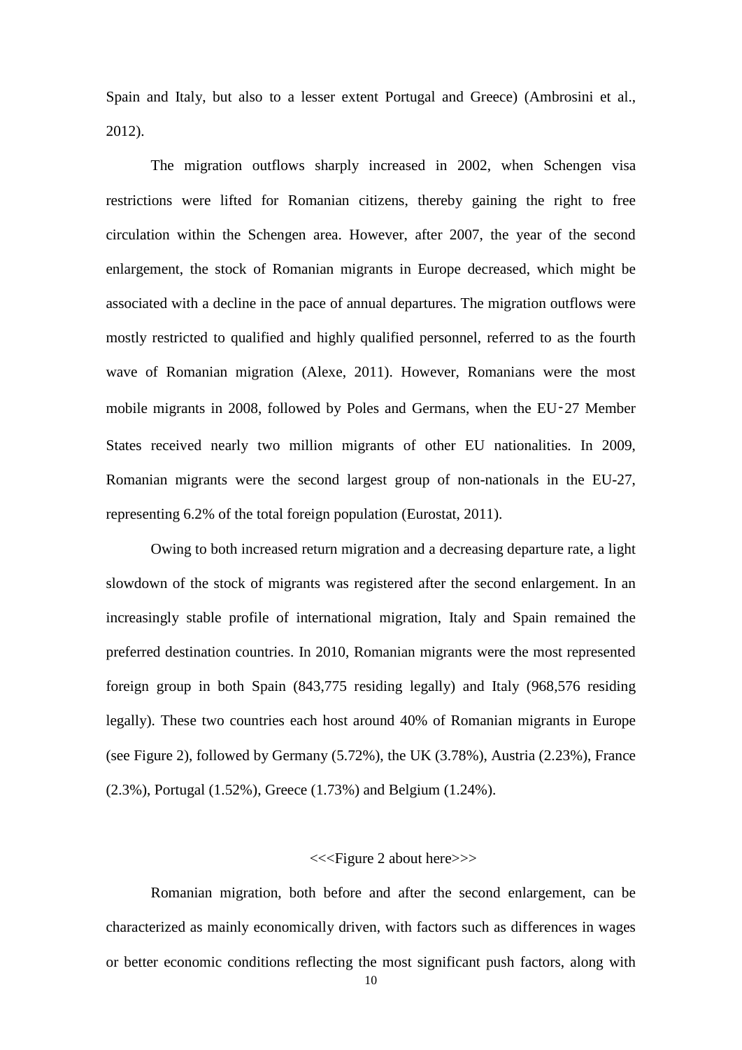Spain and Italy, but also to a lesser extent Portugal and Greece) (Ambrosini et al., 2012).

The migration outflows sharply increased in 2002, when Schengen visa restrictions were lifted for Romanian citizens, thereby gaining the right to free circulation within the Schengen area. However, after 2007, the year of the second enlargement, the stock of Romanian migrants in Europe decreased, which might be associated with a decline in the pace of annual departures. The migration outflows were mostly restricted to qualified and highly qualified personnel, referred to as the fourth wave of Romanian migration (Alexe, 2011). However, Romanians were the most mobile migrants in 2008, followed by Poles and Germans, when the EU‑27 Member States received nearly two million migrants of other EU nationalities. In 2009, Romanian migrants were the second largest group of non-nationals in the EU-27, representing 6.2% of the total foreign population (Eurostat, 2011).

Owing to both increased return migration and a decreasing departure rate, a light slowdown of the stock of migrants was registered after the second enlargement. In an increasingly stable profile of international migration, Italy and Spain remained the preferred destination countries. In 2010, Romanian migrants were the most represented foreign group in both Spain (843,775 residing legally) and Italy (968,576 residing legally). These two countries each host around 40% of Romanian migrants in Europe (see Figure 2), followed by Germany (5.72%), the UK (3.78%), Austria (2.23%), France (2.3%), Portugal (1.52%), Greece (1.73%) and Belgium (1.24%).

<<<Figure 2 about here>>>

Romanian migration, both before and after the second enlargement, can be characterized as mainly economically driven, with factors such as differences in wages or better economic conditions reflecting the most significant push factors, along with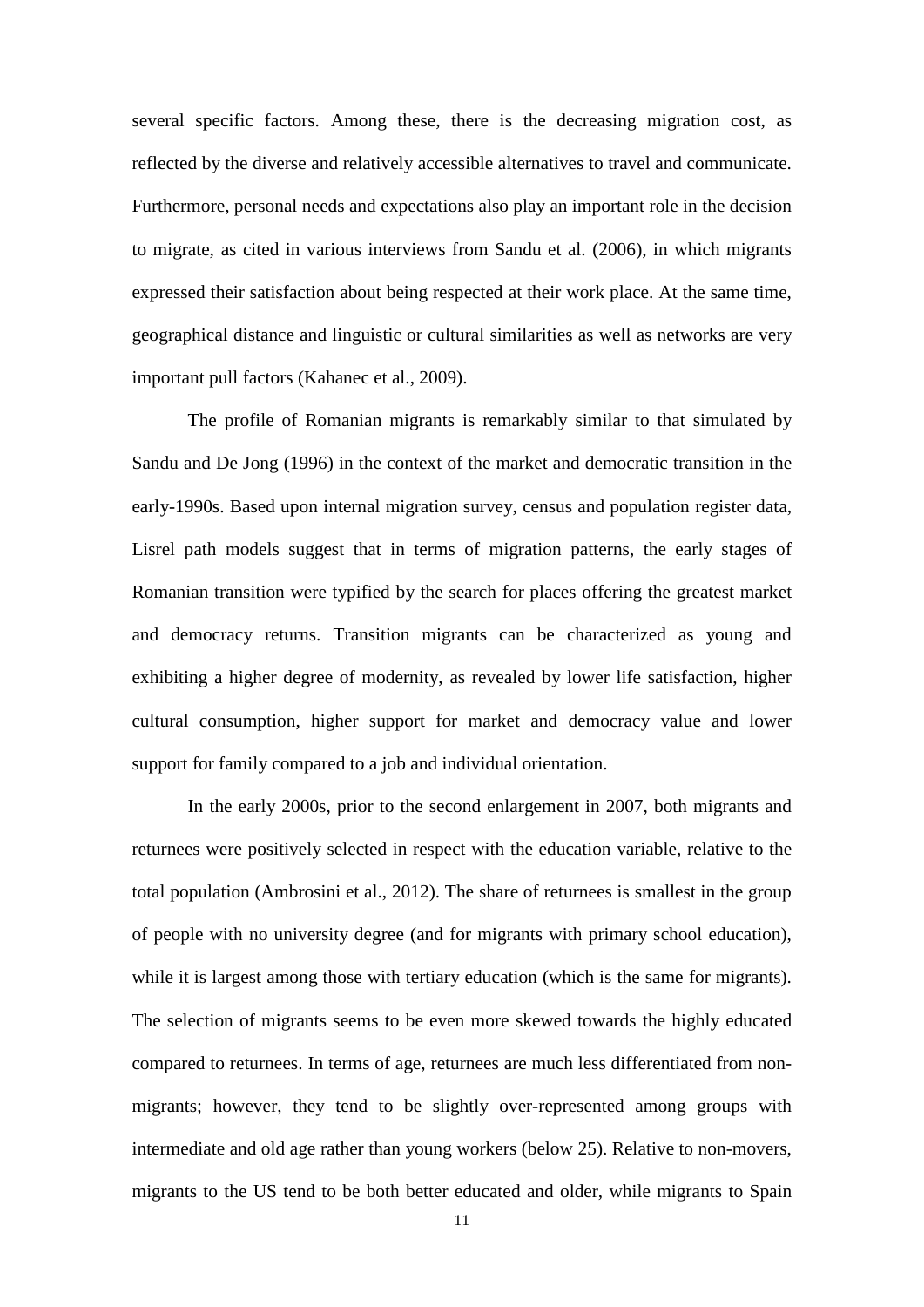several specific factors. Among these, there is the decreasing migration cost, as reflected by the diverse and relatively accessible alternatives to travel and communicate. Furthermore, personal needs and expectations also play an important role in the decision to migrate, as cited in various interviews from Sandu et al. (2006), in which migrants expressed their satisfaction about being respected at their work place. At the same time, geographical distance and linguistic or cultural similarities as well as networks are very important pull factors (Kahanec et al., 2009).

The profile of Romanian migrants is remarkably similar to that simulated by Sandu and De Jong (1996) in the context of the market and democratic transition in the early-1990s. Based upon internal migration survey, census and population register data, Lisrel path models suggest that in terms of migration patterns, the early stages of Romanian transition were typified by the search for places offering the greatest market and democracy returns. Transition migrants can be characterized as young and exhibiting a higher degree of modernity, as revealed by lower life satisfaction, higher cultural consumption, higher support for market and democracy value and lower support for family compared to a job and individual orientation.

In the early 2000s, prior to the second enlargement in 2007, both migrants and returnees were positively selected in respect with the education variable, relative to the total population (Ambrosini et al., 2012). The share of returnees is smallest in the group of people with no university degree (and for migrants with primary school education), while it is largest among those with tertiary education (which is the same for migrants). The selection of migrants seems to be even more skewed towards the highly educated compared to returnees. In terms of age, returnees are much less differentiated from non-migrants; however, they tend to be slightly over-represented among groups with intermediate and old age rather than young workers (below 25). Relative to non-movers, migrants to the US tend to be both better educated and older, while migrants to Spain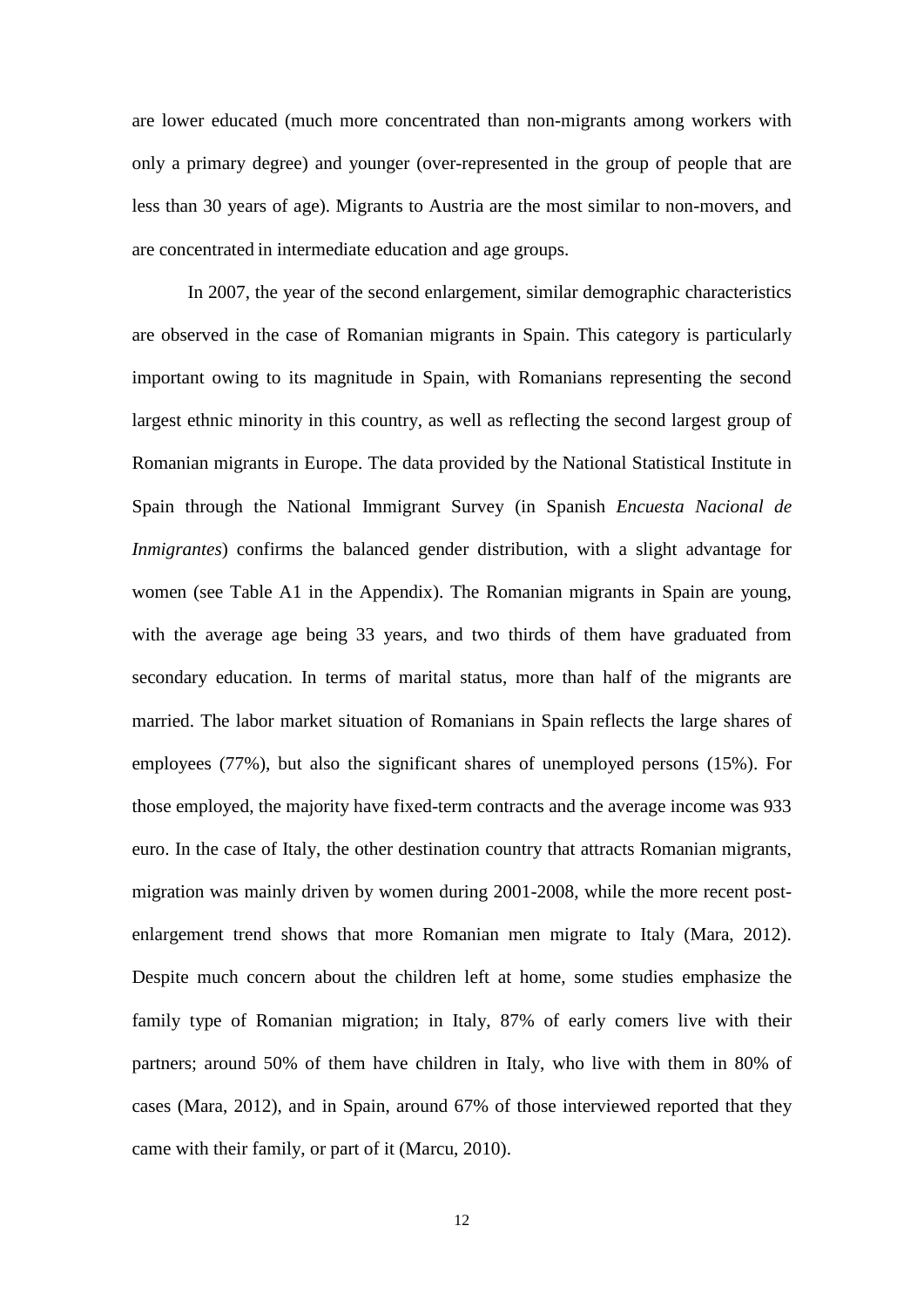are lower educated (much more concentrated than non-migrants among workers with only a primary degree) and younger (over-represented in the group of people that are less than 30 years of age). Migrants to Austria are the most similar to non-movers, and are concentrated in intermediate education and age groups.

In 2007, the year of the second enlargement, similar demographic characteristics are observed in the case of Romanian migrants in Spain. This category is particularly important owing to its magnitude in Spain, with Romanians representing the second largest ethnic minority in this country, as well as reflecting the second largest group of Romanian migrants in Europe. The data provided by the National Statistical Institute in Spain through the National Immigrant Survey (in Spanish *Encuesta Nacional de Inmigrantes*) confirms the balanced gender distribution, with a slight advantage for women (see Table A1 in the Appendix). The Romanian migrants in Spain are young, with the average age being 33 years, and two thirds of them have graduated from secondary education. In terms of marital status, more than half of the migrants are married. The labor market situation of Romanians in Spain reflects the large shares of employees (77%), but also the significant shares of unemployed persons (15%). For those employed, the majority have fixed-term contracts and the average income was 933 euro. In the case of Italy, the other destination country that attracts Romanian migrants, migration was mainly driven by women during 2001-2008, while the more recent post-enlargement trend shows that more Romanian men migrate to Italy (Mara, 2012). Despite much concern about the children left at home, some studies emphasize the family type of Romanian migration; in Italy, 87% of early comers live with their partners; around 50% of them have children in Italy, who live with them in 80% of cases (Mara, 2012), and in Spain, around 67% of those interviewed reported that they came with their family, or part of it (Marcu, 2010).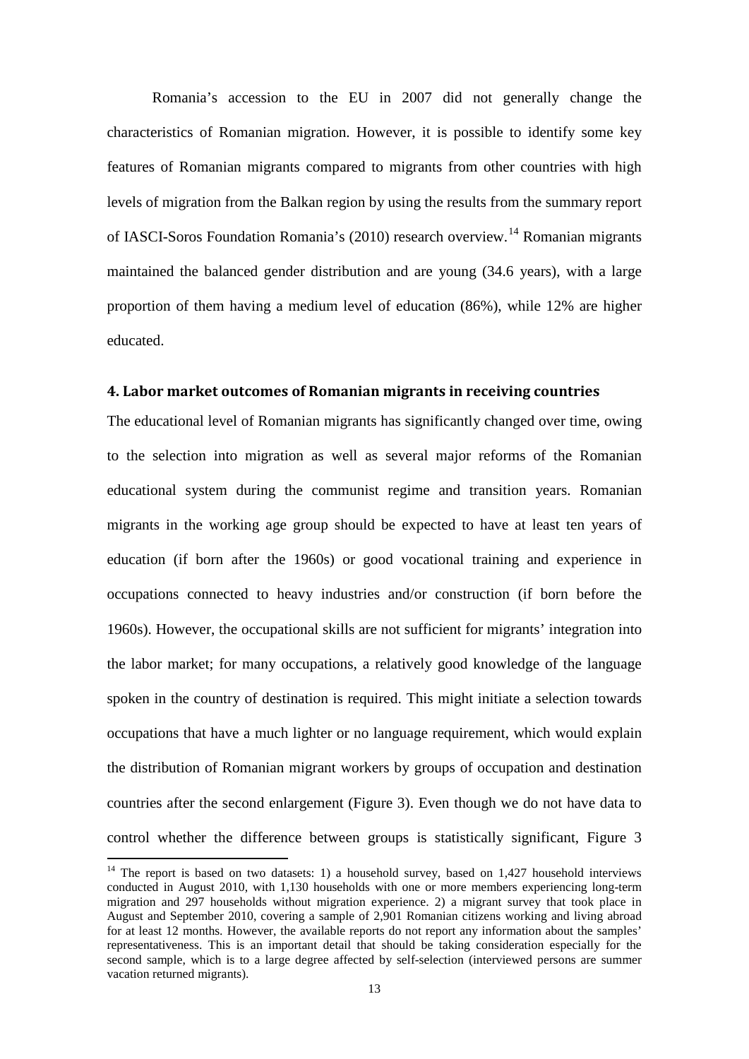Romania's accession to the EU in 2007 did not generally change the characteristics of Romanian migration. However, it is possible to identify some key features of Romanian migrants compared to migrants from other countries with high levels of migration from the Balkan region by using the results from the summary report of IASCI-Soros Foundation Romania's (2010) research overview.[14] Romanian migrants maintained the balanced gender distribution and are young (34.6 years), with a large proportion of them having a medium level of education (86%), while 12% are higher educated.

## 4. Labor market outcomes of Romanian migrants in receiving countries

The educational level of Romanian migrants has significantly changed over time, owing to the selection into migration as well as several major reforms of the Romanian educational system during the communist regime and transition years. Romanian migrants in the working age group should be expected to have at least ten years of education (if born after the 1960s) or good vocational training and experience in occupations connected to heavy industries and/or construction (if born before the 1960s). However, the occupational skills are not sufficient for migrants' integration into the labor market; for many occupations, a relatively good knowledge of the language spoken in the country of destination is required. This might initiate a selection towards occupations that have a much lighter or no language requirement, which would explain the distribution of Romanian migrant workers by groups of occupation and destination countries after the second enlargement (Figure 3). Even though we do not have data to control whether the difference between groups is statistically significant, Figure 3

[14] The report is based on two datasets: 1) a household survey, based on 1,427 household interviews conducted in August 2010, with 1,130 households with one or more members experiencing long-term migration and 297 households without migration experience. 2) a migrant survey that took place in August and September 2010, covering a sample of 2,901 Romanian citizens working and living abroad for at least 12 months. However, the available reports do not report any information about the samples' representativeness. This is an important detail that should be taking consideration especially for the second sample, which is to a large degree affected by self-selection (interviewed persons are summer vacation returned migrants).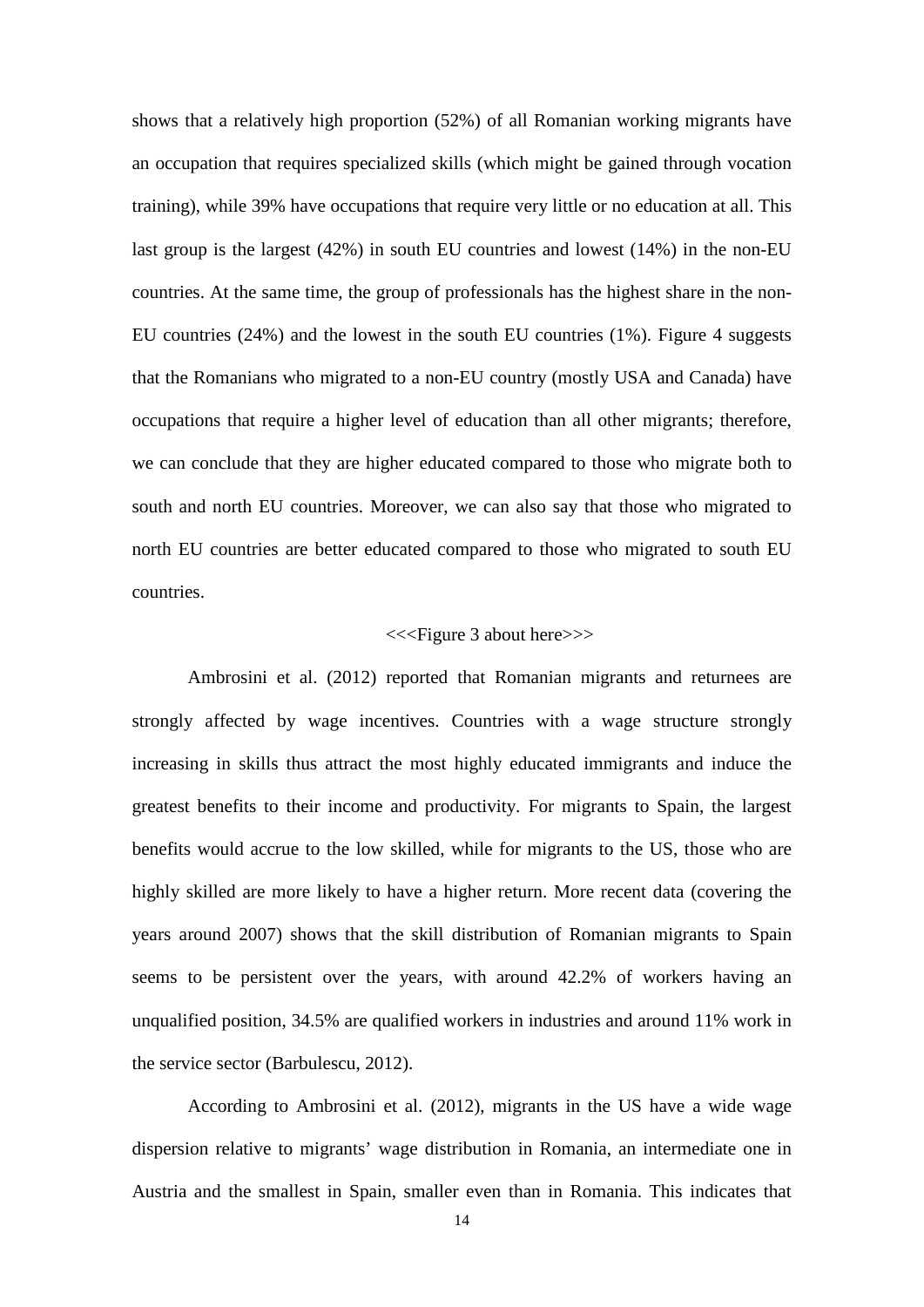shows that a relatively high proportion (52%) of all Romanian working migrants have an occupation that requires specialized skills (which might be gained through vocation training), while 39% have occupations that require very little or no education at all. This last group is the largest (42%) in south EU countries and lowest (14%) in the non-EU countries. At the same time, the group of professionals has the highest share in the non-EU countries (24%) and the lowest in the south EU countries (1%). Figure 4 suggests that the Romanians who migrated to a non-EU country (mostly USA and Canada) have occupations that require a higher level of education than all other migrants; therefore, we can conclude that they are higher educated compared to those who migrate both to south and north EU countries. Moreover, we can also say that those who migrated to north EU countries are better educated compared to those who migrated to south EU countries.

<<<Figure 3 about here>>>

Ambrosini et al. (2012) reported that Romanian migrants and returnees are strongly affected by wage incentives. Countries with a wage structure strongly increasing in skills thus attract the most highly educated immigrants and induce the greatest benefits to their income and productivity. For migrants to Spain, the largest benefits would accrue to the low skilled, while for migrants to the US, those who are highly skilled are more likely to have a higher return. More recent data (covering the years around 2007) shows that the skill distribution of Romanian migrants to Spain seems to be persistent over the years, with around 42.2% of workers having an unqualified position, 34.5% are qualified workers in industries and around 11% work in the service sector (Barbulescu, 2012).

According to Ambrosini et al. (2012), migrants in the US have a wide wage dispersion relative to migrants' wage distribution in Romania, an intermediate one in Austria and the smallest in Spain, smaller even than in Romania. This indicates that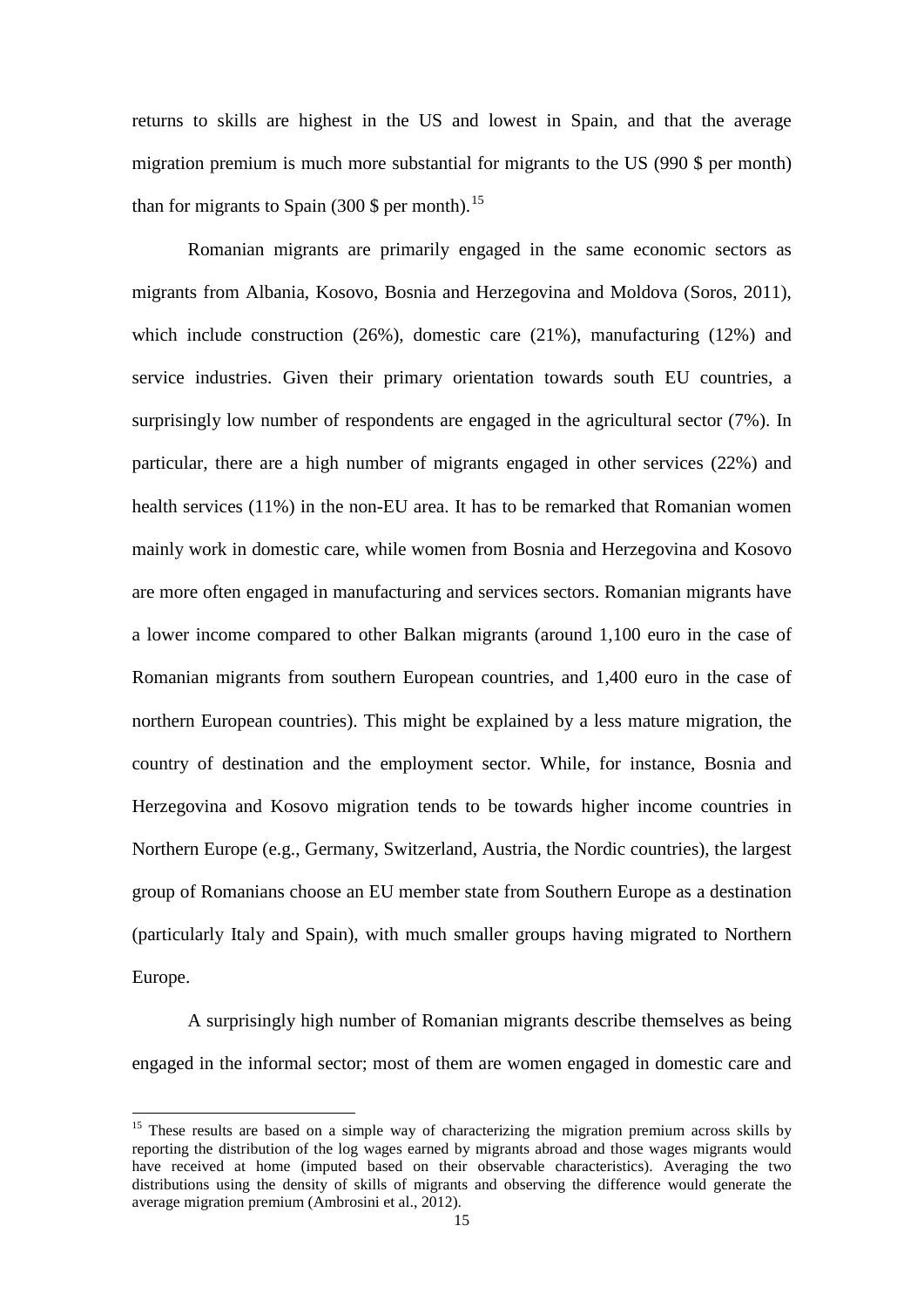returns to skills are highest in the US and lowest in Spain, and that the average migration premium is much more substantial for migrants to the US (990 $ per month) than for migrants to Spain (300 $ per month).[15]

Romanian migrants are primarily engaged in the same economic sectors as migrants from Albania, Kosovo, Bosnia and Herzegovina and Moldova (Soros, 2011), which include construction (26%), domestic care (21%), manufacturing (12%) and service industries. Given their primary orientation towards south EU countries, a surprisingly low number of respondents are engaged in the agricultural sector (7%). In particular, there are a high number of migrants engaged in other services (22%) and health services (11%) in the non-EU area. It has to be remarked that Romanian women mainly work in domestic care, while women from Bosnia and Herzegovina and Kosovo are more often engaged in manufacturing and services sectors. Romanian migrants have a lower income compared to other Balkan migrants (around 1,100 euro in the case of Romanian migrants from southern European countries, and 1,400 euro in the case of northern European countries). This might be explained by a less mature migration, the country of destination and the employment sector. While, for instance, Bosnia and Herzegovina and Kosovo migration tends to be towards higher income countries in Northern Europe (e.g., Germany, Switzerland, Austria, the Nordic countries), the largest group of Romanians choose an EU member state from Southern Europe as a destination (particularly Italy and Spain), with much smaller groups having migrated to Northern Europe.

A surprisingly high number of Romanian migrants describe themselves as being engaged in the informal sector; most of them are women engaged in domestic care and

---

[15] These results are based on a simple way of characterizing the migration premium across skills by reporting the distribution of the log wages earned by migrants abroad and those wages migrants would have received at home (imputed based on their observable characteristics). Averaging the two distributions using the density of skills of migrants and observing the difference would generate the average migration premium (Ambrosini et al., 2012).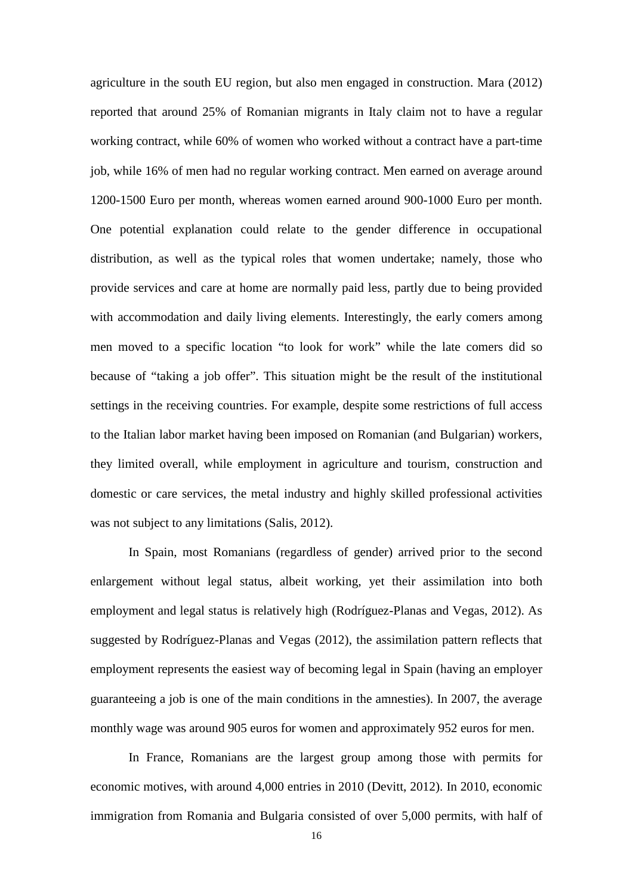agriculture in the south EU region, but also men engaged in construction. Mara (2012) reported that around 25% of Romanian migrants in Italy claim not to have a regular working contract, while 60% of women who worked without a contract have a part-time job, while 16% of men had no regular working contract. Men earned on average around 1200-1500 Euro per month, whereas women earned around 900-1000 Euro per month. One potential explanation could relate to the gender difference in occupational distribution, as well as the typical roles that women undertake; namely, those who provide services and care at home are normally paid less, partly due to being provided with accommodation and daily living elements. Interestingly, the early comers among men moved to a specific location "to look for work" while the late comers did so because of "taking a job offer". This situation might be the result of the institutional settings in the receiving countries. For example, despite some restrictions of full access to the Italian labor market having been imposed on Romanian (and Bulgarian) workers, they limited overall, while employment in agriculture and tourism, construction and domestic or care services, the metal industry and highly skilled professional activities was not subject to any limitations (Salis, 2012).

In Spain, most Romanians (regardless of gender) arrived prior to the second enlargement without legal status, albeit working, yet their assimilation into both employment and legal status is relatively high (Rodríguez-Planas and Vegas, 2012). As suggested by Rodríguez-Planas and Vegas (2012), the assimilation pattern reflects that employment represents the easiest way of becoming legal in Spain (having an employer guaranteeing a job is one of the main conditions in the amnesties). In 2007, the average monthly wage was around 905 euros for women and approximately 952 euros for men.

In France, Romanians are the largest group among those with permits for economic motives, with around 4,000 entries in 2010 (Devitt, 2012). In 2010, economic immigration from Romania and Bulgaria consisted of over 5,000 permits, with half of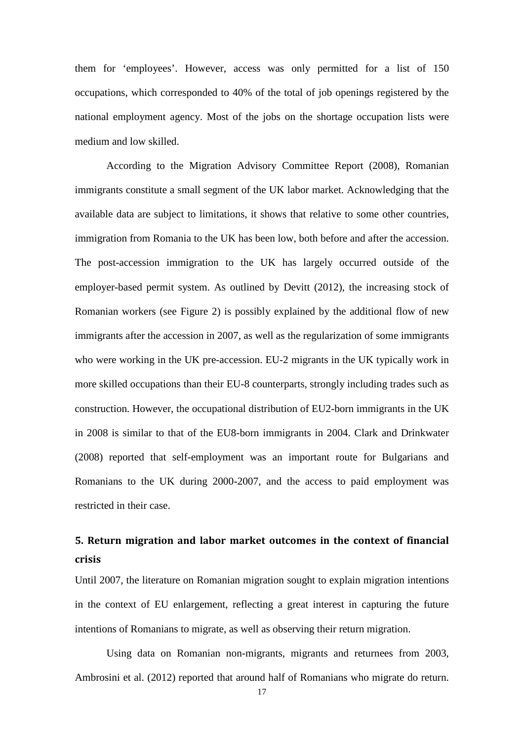them for 'employees'. However, access was only permitted for a list of 150 occupations, which corresponded to 40% of the total of job openings registered by the national employment agency. Most of the jobs on the shortage occupation lists were medium and low skilled.

According to the Migration Advisory Committee Report (2008), Romanian immigrants constitute a small segment of the UK labor market. Acknowledging that the available data are subject to limitations, it shows that relative to some other countries, immigration from Romania to the UK has been low, both before and after the accession. The post-accession immigration to the UK has largely occurred outside of the employer-based permit system. As outlined by Devitt (2012), the increasing stock of Romanian workers (see Figure 2) is possibly explained by the additional flow of new immigrants after the accession in 2007, as well as the regularization of some immigrants who were working in the UK pre-accession. EU-2 migrants in the UK typically work in more skilled occupations than their EU-8 counterparts, strongly including trades such as construction. However, the occupational distribution of EU2-born immigrants in the UK in 2008 is similar to that of the EU8-born immigrants in 2004. Clark and Drinkwater (2008) reported that self-employment was an important route for Bulgarians and Romanians to the UK during 2000-2007, and the access to paid employment was restricted in their case.

## 5. Return migration and labor market outcomes in the context of financial crisis

Until 2007, the literature on Romanian migration sought to explain migration intentions in the context of EU enlargement, reflecting a great interest in capturing the future intentions of Romanians to migrate, as well as observing their return migration.

Using data on Romanian non-migrants, migrants and returnees from 2003, Ambrosini et al. (2012) reported that around half of Romanians who migrate do return.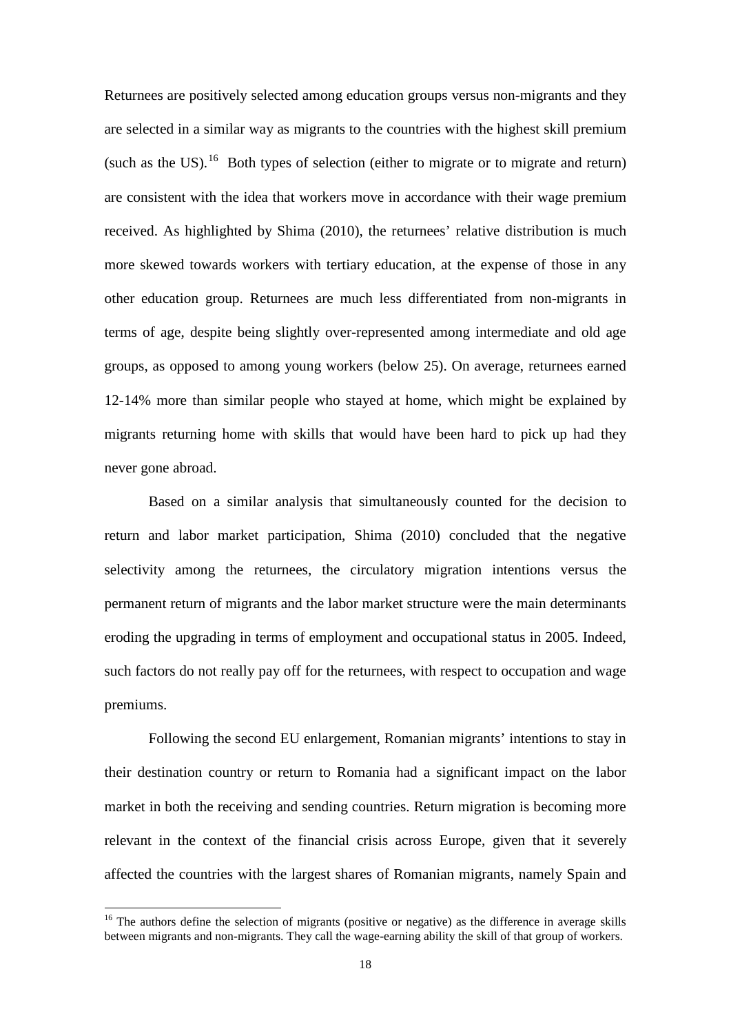Returnees are positively selected among education groups versus non-migrants and they are selected in a similar way as migrants to the countries with the highest skill premium (such as the US).[16] Both types of selection (either to migrate or to migrate and return) are consistent with the idea that workers move in accordance with their wage premium received. As highlighted by Shima (2010), the returnees' relative distribution is much more skewed towards workers with tertiary education, at the expense of those in any other education group. Returnees are much less differentiated from non-migrants in terms of age, despite being slightly over-represented among intermediate and old age groups, as opposed to among young workers (below 25). On average, returnees earned 12-14% more than similar people who stayed at home, which might be explained by migrants returning home with skills that would have been hard to pick up had they never gone abroad.

Based on a similar analysis that simultaneously counted for the decision to return and labor market participation, Shima (2010) concluded that the negative selectivity among the returnees, the circulatory migration intentions versus the permanent return of migrants and the labor market structure were the main determinants eroding the upgrading in terms of employment and occupational status in 2005. Indeed, such factors do not really pay off for the returnees, with respect to occupation and wage premiums.

Following the second EU enlargement, Romanian migrants' intentions to stay in their destination country or return to Romania had a significant impact on the labor market in both the receiving and sending countries. Return migration is becoming more relevant in the context of the financial crisis across Europe, given that it severely affected the countries with the largest shares of Romanian migrants, namely Spain and

[16] The authors define the selection of migrants (positive or negative) as the difference in average skills between migrants and non-migrants. They call the wage-earning ability the skill of that group of workers.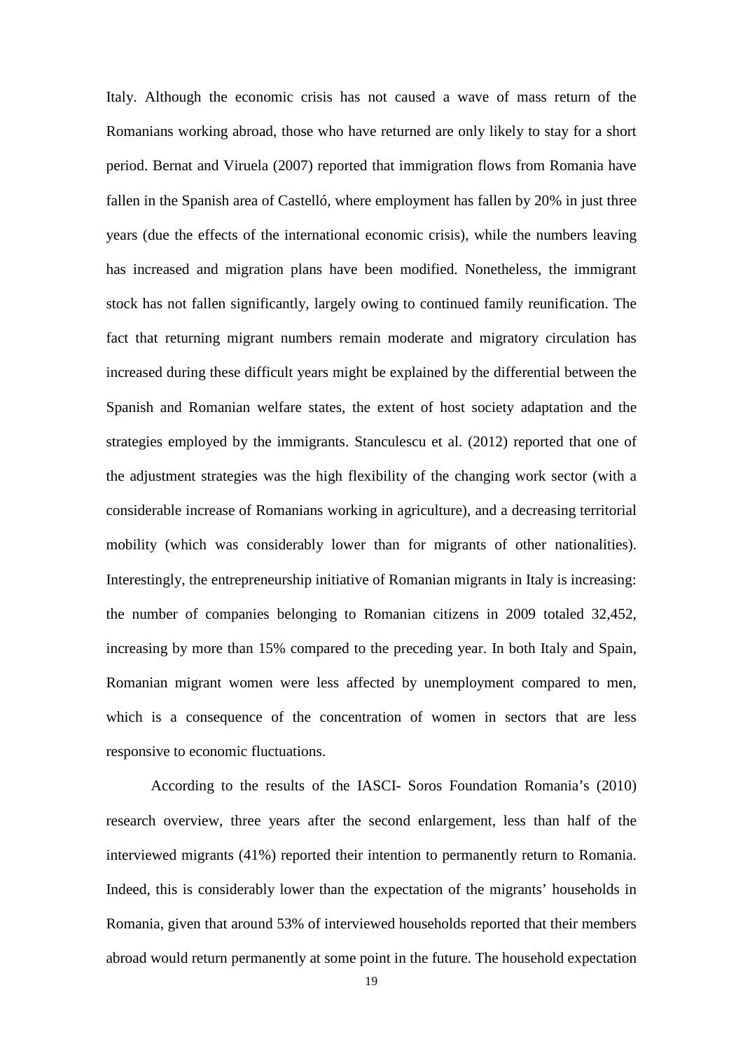Italy. Although the economic crisis has not caused a wave of mass return of the Romanians working abroad, those who have returned are only likely to stay for a short period. Bernat and Viruela (2007) reported that immigration flows from Romania have fallen in the Spanish area of Castelló, where employment has fallen by 20% in just three years (due the effects of the international economic crisis), while the numbers leaving has increased and migration plans have been modified. Nonetheless, the immigrant stock has not fallen significantly, largely owing to continued family reunification. The fact that returning migrant numbers remain moderate and migratory circulation has increased during these difficult years might be explained by the differential between the Spanish and Romanian welfare states, the extent of host society adaptation and the strategies employed by the immigrants. Stanculescu et al. (2012) reported that one of the adjustment strategies was the high flexibility of the changing work sector (with a considerable increase of Romanians working in agriculture), and a decreasing territorial mobility (which was considerably lower than for migrants of other nationalities). Interestingly, the entrepreneurship initiative of Romanian migrants in Italy is increasing: the number of companies belonging to Romanian citizens in 2009 totaled 32,452, increasing by more than 15% compared to the preceding year. In both Italy and Spain, Romanian migrant women were less affected by unemployment compared to men, which is a consequence of the concentration of women in sectors that are less responsive to economic fluctuations.

According to the results of the IASCI- Soros Foundation Romania's (2010) research overview, three years after the second enlargement, less than half of the interviewed migrants (41%) reported their intention to permanently return to Romania. Indeed, this is considerably lower than the expectation of the migrants' households in Romania, given that around 53% of interviewed households reported that their members abroad would return permanently at some point in the future. The household expectation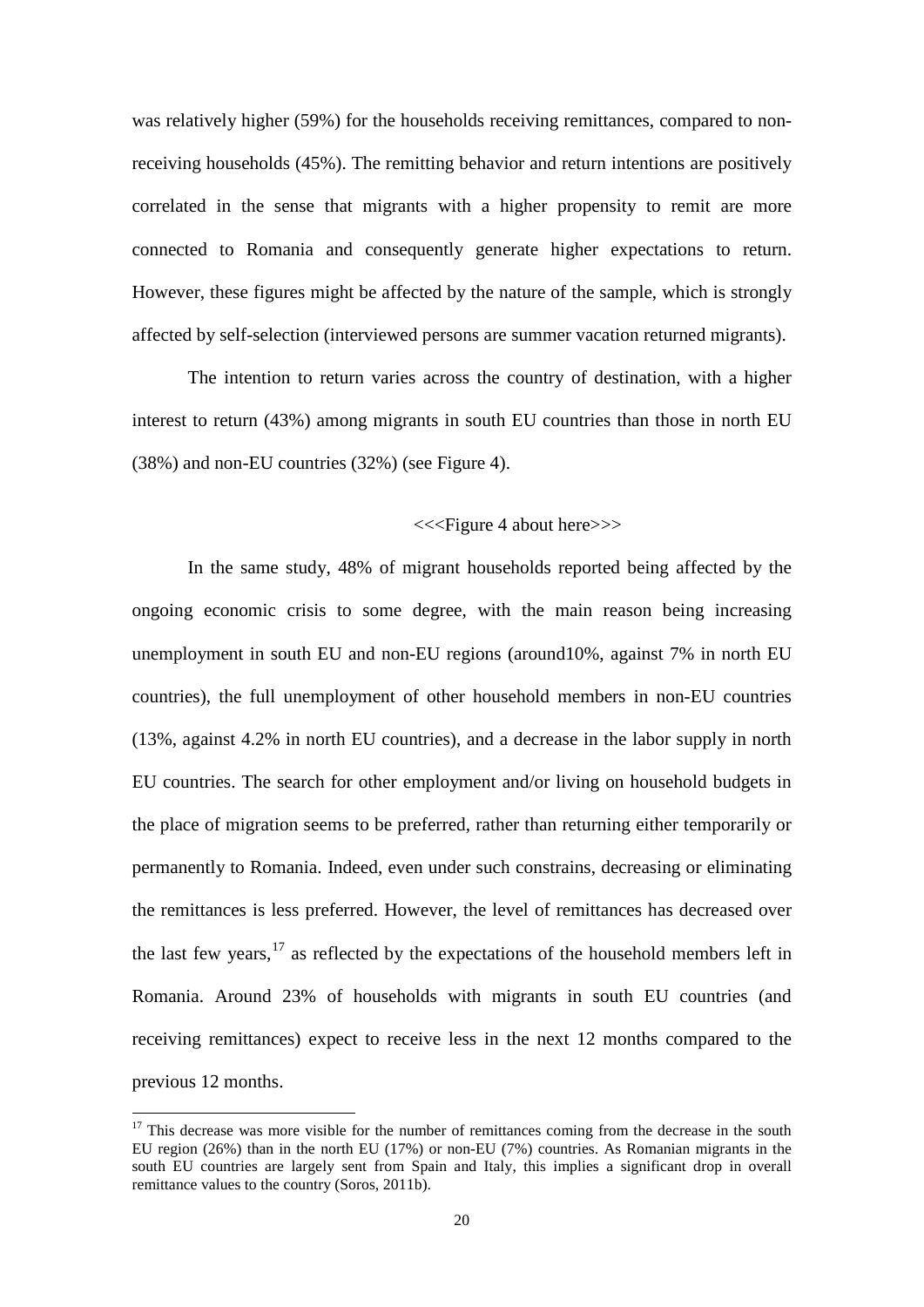was relatively higher (59%) for the households receiving remittances, compared to non-receiving households (45%). The remitting behavior and return intentions are positively correlated in the sense that migrants with a higher propensity to remit are more connected to Romania and consequently generate higher expectations to return. However, these figures might be affected by the nature of the sample, which is strongly affected by self-selection (interviewed persons are summer vacation returned migrants).

The intention to return varies across the country of destination, with a higher interest to return (43%) among migrants in south EU countries than those in north EU (38%) and non-EU countries (32%) (see Figure 4).

<<<Figure 4 about here>>>

In the same study, 48% of migrant households reported being affected by the ongoing economic crisis to some degree, with the main reason being increasing unemployment in south EU and non-EU regions (around10%, against 7% in north EU countries), the full unemployment of other household members in non-EU countries (13%, against 4.2% in north EU countries), and a decrease in the labor supply in north EU countries. The search for other employment and/or living on household budgets in the place of migration seems to be preferred, rather than returning either temporarily or permanently to Romania. Indeed, even under such constrains, decreasing or eliminating the remittances is less preferred. However, the level of remittances has decreased over the last few years,[17] as reflected by the expectations of the household members left in Romania. Around 23% of households with migrants in south EU countries (and receiving remittances) expect to receive less in the next 12 months compared to the previous 12 months.

[17] This decrease was more visible for the number of remittances coming from the decrease in the south EU region (26%) than in the north EU (17%) or non-EU (7%) countries. As Romanian migrants in the south EU countries are largely sent from Spain and Italy, this implies a significant drop in overall remittance values to the country (Soros, 2011b).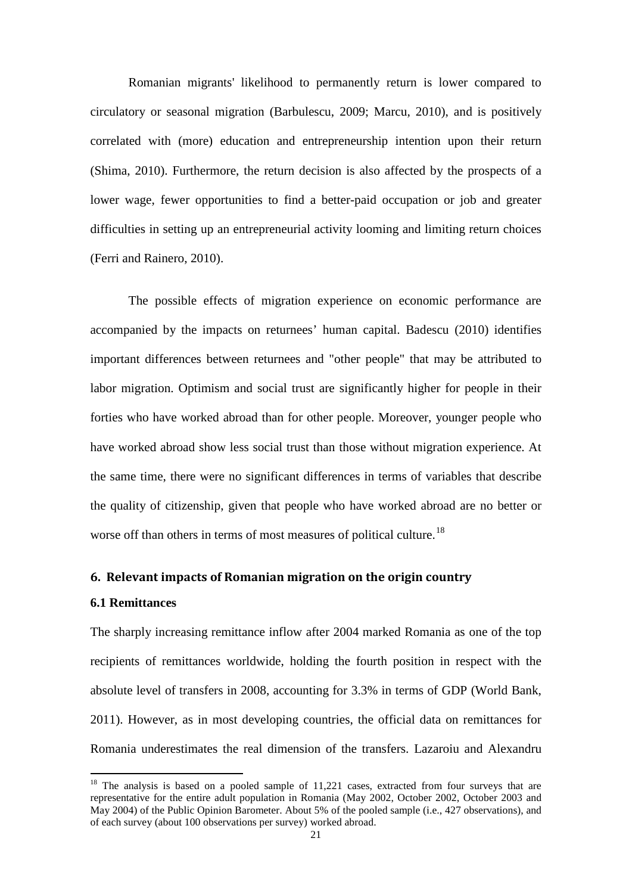Romanian migrants' likelihood to permanently return is lower compared to circulatory or seasonal migration (Barbulescu, 2009; Marcu, 2010), and is positively correlated with (more) education and entrepreneurship intention upon their return (Shima, 2010). Furthermore, the return decision is also affected by the prospects of a lower wage, fewer opportunities to find a better-paid occupation or job and greater difficulties in setting up an entrepreneurial activity looming and limiting return choices (Ferri and Rainero, 2010).

The possible effects of migration experience on economic performance are accompanied by the impacts on returnees' human capital. Badescu (2010) identifies important differences between returnees and "other people" that may be attributed to labor migration. Optimism and social trust are significantly higher for people in their forties who have worked abroad than for other people. Moreover, younger people who have worked abroad show less social trust than those without migration experience. At the same time, there were no significant differences in terms of variables that describe the quality of citizenship, given that people who have worked abroad are no better or worse off than others in terms of most measures of political culture.[18]

## 6. Relevant impacts of Romanian migration on the origin country

### 6.1 Remittances

The sharply increasing remittance inflow after 2004 marked Romania as one of the top recipients of remittances worldwide, holding the fourth position in respect with the absolute level of transfers in 2008, accounting for 3.3% in terms of GDP (World Bank, 2011). However, as in most developing countries, the official data on remittances for Romania underestimates the real dimension of the transfers. Lazaroiu and Alexandru

---

[18] The analysis is based on a pooled sample of 11,221 cases, extracted from four surveys that are representative for the entire adult population in Romania (May 2002, October 2002, October 2003 and May 2004) of the Public Opinion Barometer. About 5% of the pooled sample (i.e., 427 observations), and of each survey (about 100 observations per survey) worked abroad.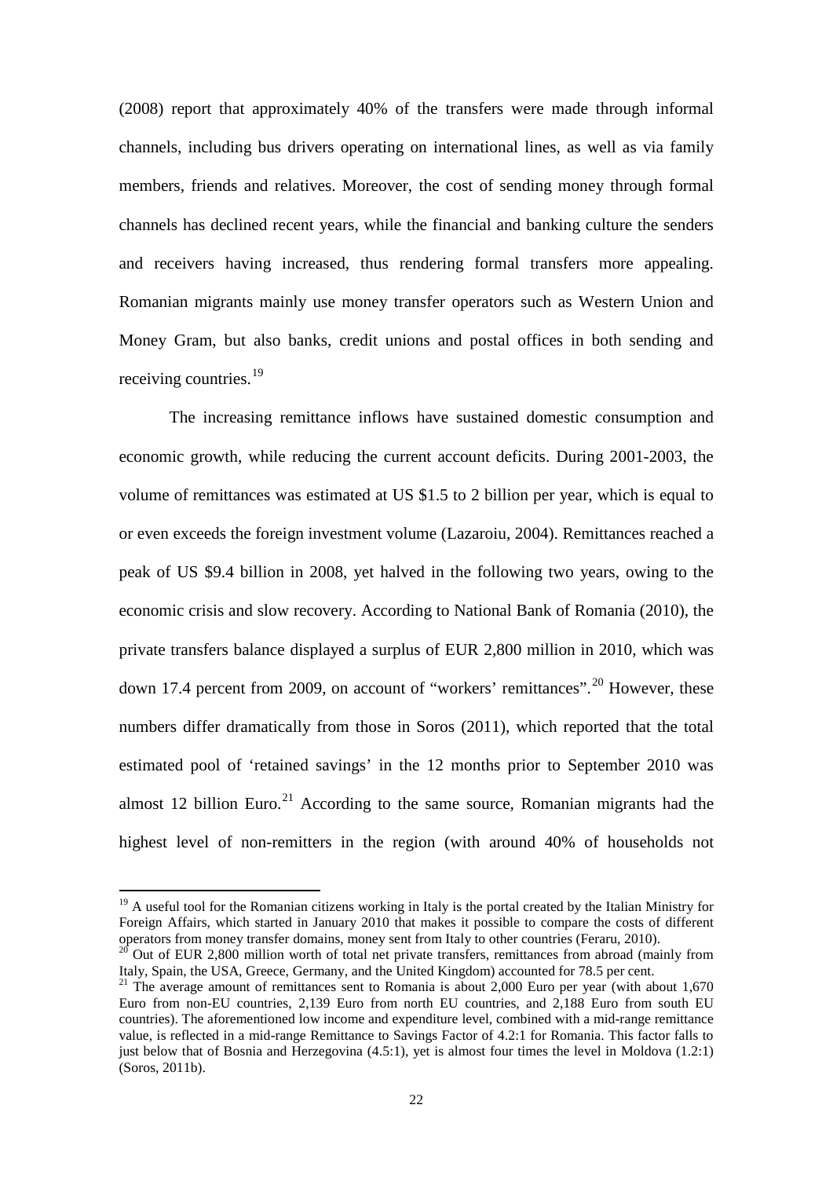(2008) report that approximately 40% of the transfers were made through informal channels, including bus drivers operating on international lines, as well as via family members, friends and relatives. Moreover, the cost of sending money through formal channels has declined recent years, while the financial and banking culture the senders and receivers having increased, thus rendering formal transfers more appealing. Romanian migrants mainly use money transfer operators such as Western Union and Money Gram, but also banks, credit unions and postal offices in both sending and receiving countries.[19]

The increasing remittance inflows have sustained domestic consumption and economic growth, while reducing the current account deficits. During 2001-2003, the volume of remittances was estimated at US $1.5 to 2 billion per year, which is equal to or even exceeds the foreign investment volume (Lazaroiu, 2004). Remittances reached a peak of US $9.4 billion in 2008, yet halved in the following two years, owing to the economic crisis and slow recovery. According to National Bank of Romania (2010), the private transfers balance displayed a surplus of EUR 2,800 million in 2010, which was down 17.4 percent from 2009, on account of "workers' remittances".[20] However, these numbers differ dramatically from those in Soros (2011), which reported that the total estimated pool of 'retained savings' in the 12 months prior to September 2010 was almost 12 billion Euro.[21] According to the same source, Romanian migrants had the highest level of non-remitters in the region (with around 40% of households not

---

[19] A useful tool for the Romanian citizens working in Italy is the portal created by the Italian Ministry for Foreign Affairs, which started in January 2010 that makes it possible to compare the costs of different operators from money transfer domains, money sent from Italy to other countries (Feraru, 2010).

[20] Out of EUR 2,800 million worth of total net private transfers, remittances from abroad (mainly from Italy, Spain, the USA, Greece, Germany, and the United Kingdom) accounted for 78.5 per cent.

[21] The average amount of remittances sent to Romania is about 2,000 Euro per year (with about 1,670 Euro from non-EU countries, 2,139 Euro from north EU countries, and 2,188 Euro from south EU countries). The aforementioned low income and expenditure level, combined with a mid-range remittance value, is reflected in a mid-range Remittance to Savings Factor of 4.2:1 for Romania. This factor falls to just below that of Bosnia and Herzegovina (4.5:1), yet is almost four times the level in Moldova (1.2:1) (Soros, 2011b).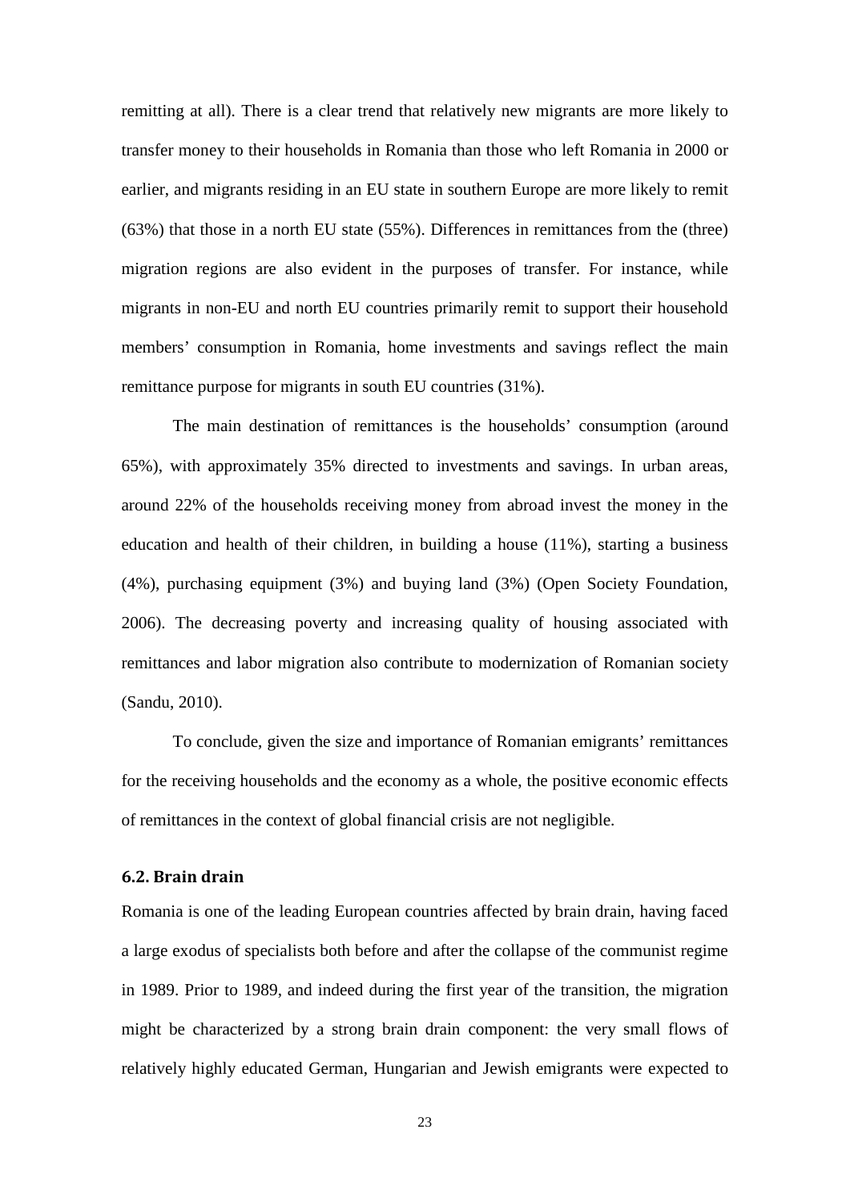remitting at all). There is a clear trend that relatively new migrants are more likely to transfer money to their households in Romania than those who left Romania in 2000 or earlier, and migrants residing in an EU state in southern Europe are more likely to remit (63%) that those in a north EU state (55%). Differences in remittances from the (three) migration regions are also evident in the purposes of transfer. For instance, while migrants in non-EU and north EU countries primarily remit to support their household members' consumption in Romania, home investments and savings reflect the main remittance purpose for migrants in south EU countries (31%).

The main destination of remittances is the households' consumption (around 65%), with approximately 35% directed to investments and savings. In urban areas, around 22% of the households receiving money from abroad invest the money in the education and health of their children, in building a house (11%), starting a business (4%), purchasing equipment (3%) and buying land (3%) (Open Society Foundation, 2006). The decreasing poverty and increasing quality of housing associated with remittances and labor migration also contribute to modernization of Romanian society (Sandu, 2010).

To conclude, given the size and importance of Romanian emigrants' remittances for the receiving households and the economy as a whole, the positive economic effects of remittances in the context of global financial crisis are not negligible.

### 6.2. Brain drain

Romania is one of the leading European countries affected by brain drain, having faced a large exodus of specialists both before and after the collapse of the communist regime in 1989. Prior to 1989, and indeed during the first year of the transition, the migration might be characterized by a strong brain drain component: the very small flows of relatively highly educated German, Hungarian and Jewish emigrants were expected to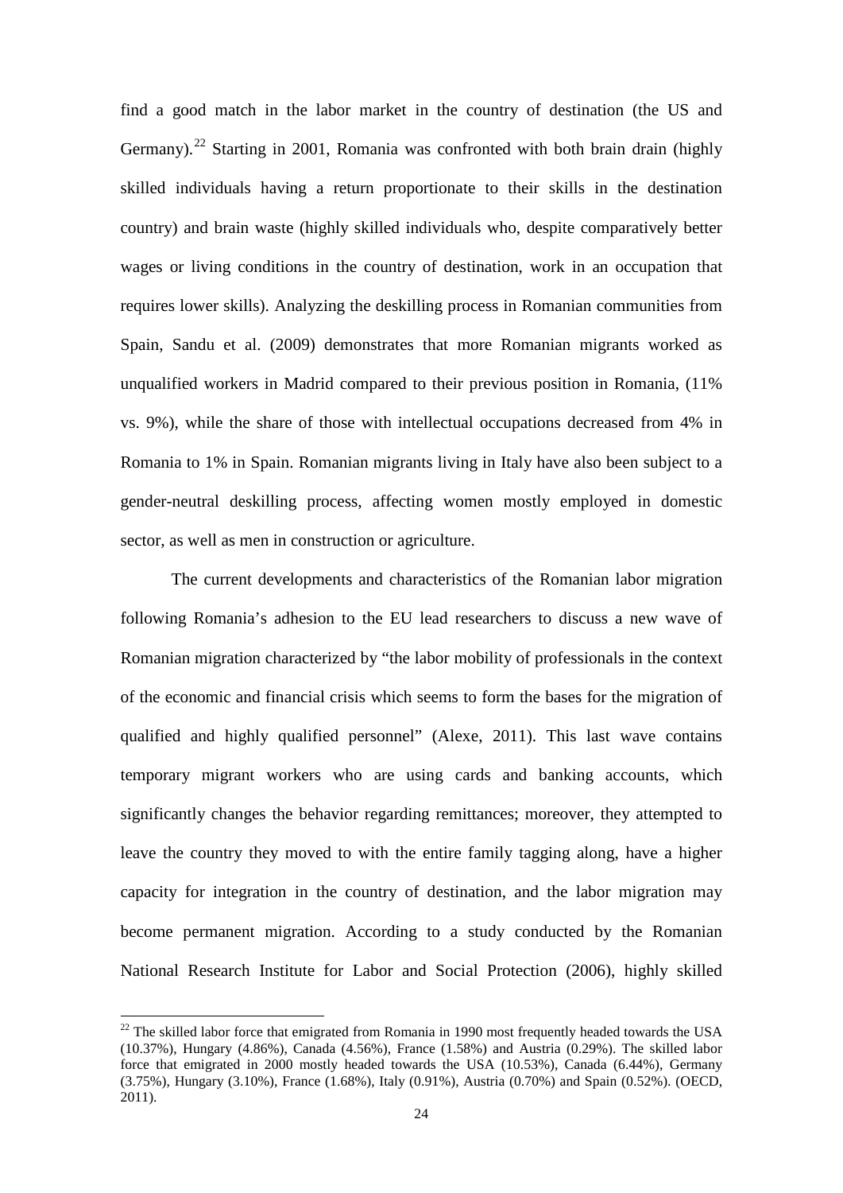find a good match in the labor market in the country of destination (the US and Germany).[22] Starting in 2001, Romania was confronted with both brain drain (highly skilled individuals having a return proportionate to their skills in the destination country) and brain waste (highly skilled individuals who, despite comparatively better wages or living conditions in the country of destination, work in an occupation that requires lower skills). Analyzing the deskilling process in Romanian communities from Spain, Sandu et al. (2009) demonstrates that more Romanian migrants worked as unqualified workers in Madrid compared to their previous position in Romania, (11% vs. 9%), while the share of those with intellectual occupations decreased from 4% in Romania to 1% in Spain. Romanian migrants living in Italy have also been subject to a gender-neutral deskilling process, affecting women mostly employed in domestic sector, as well as men in construction or agriculture.

The current developments and characteristics of the Romanian labor migration following Romania's adhesion to the EU lead researchers to discuss a new wave of Romanian migration characterized by "the labor mobility of professionals in the context of the economic and financial crisis which seems to form the bases for the migration of qualified and highly qualified personnel" (Alexe, 2011). This last wave contains temporary migrant workers who are using cards and banking accounts, which significantly changes the behavior regarding remittances; moreover, they attempted to leave the country they moved to with the entire family tagging along, have a higher capacity for integration in the country of destination, and the labor migration may become permanent migration. According to a study conducted by the Romanian National Research Institute for Labor and Social Protection (2006), highly skilled

[22] The skilled labor force that emigrated from Romania in 1990 most frequently headed towards the USA (10.37%), Hungary (4.86%), Canada (4.56%), France (1.58%) and Austria (0.29%). The skilled labor force that emigrated in 2000 mostly headed towards the USA (10.53%), Canada (6.44%), Germany (3.75%), Hungary (3.10%), France (1.68%), Italy (0.91%), Austria (0.70%) and Spain (0.52%). (OECD, 2011).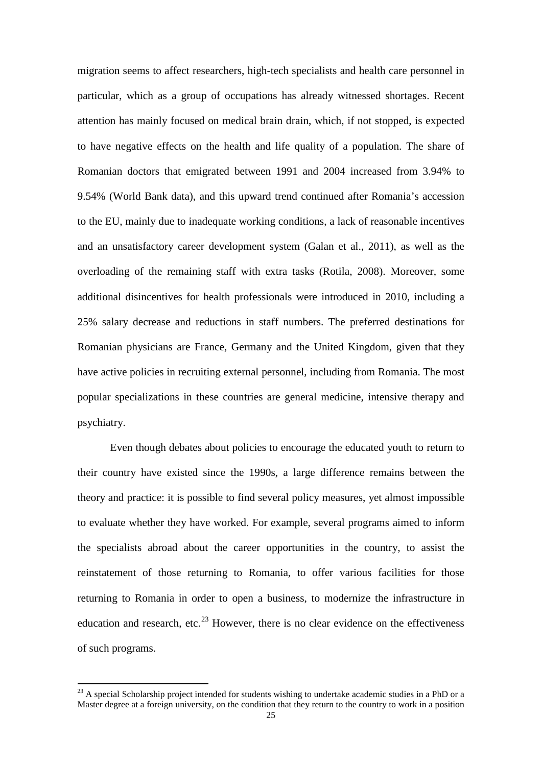migration seems to affect researchers, high-tech specialists and health care personnel in particular, which as a group of occupations has already witnessed shortages. Recent attention has mainly focused on medical brain drain, which, if not stopped, is expected to have negative effects on the health and life quality of a population. The share of Romanian doctors that emigrated between 1991 and 2004 increased from 3.94% to 9.54% (World Bank data), and this upward trend continued after Romania's accession to the EU, mainly due to inadequate working conditions, a lack of reasonable incentives and an unsatisfactory career development system (Galan et al., 2011), as well as the overloading of the remaining staff with extra tasks (Rotila, 2008). Moreover, some additional disincentives for health professionals were introduced in 2010, including a 25% salary decrease and reductions in staff numbers. The preferred destinations for Romanian physicians are France, Germany and the United Kingdom, given that they have active policies in recruiting external personnel, including from Romania. The most popular specializations in these countries are general medicine, intensive therapy and psychiatry.

Even though debates about policies to encourage the educated youth to return to their country have existed since the 1990s, a large difference remains between the theory and practice: it is possible to find several policy measures, yet almost impossible to evaluate whether they have worked. For example, several programs aimed to inform the specialists abroad about the career opportunities in the country, to assist the reinstatement of those returning to Romania, to offer various facilities for those returning to Romania in order to open a business, to modernize the infrastructure in education and research, etc.[23] However, there is no clear evidence on the effectiveness of such programs.

[23] A special Scholarship project intended for students wishing to undertake academic studies in a PhD or a Master degree at a foreign university, on the condition that they return to the country to work in a position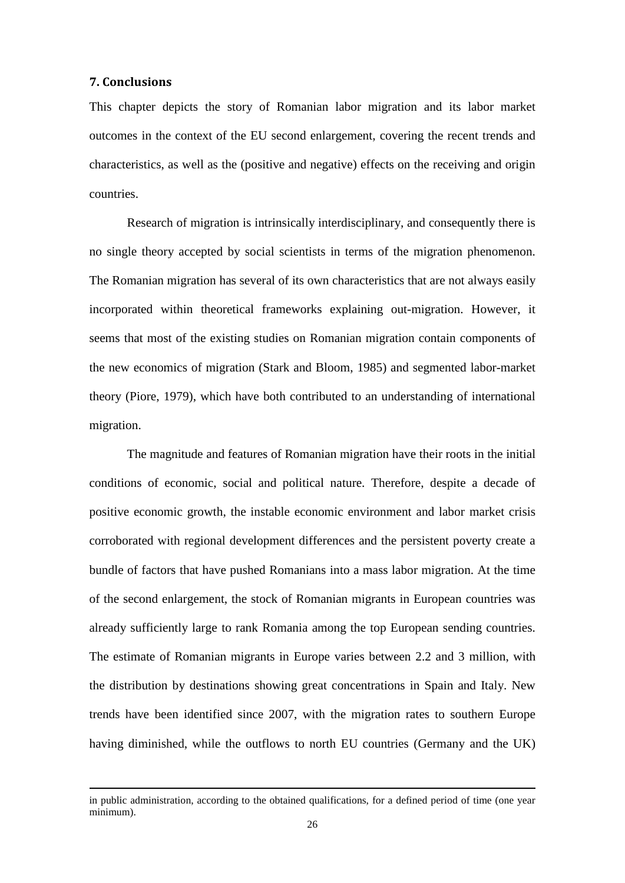## 7. Conclusions

This chapter depicts the story of Romanian labor migration and its labor market outcomes in the context of the EU second enlargement, covering the recent trends and characteristics, as well as the (positive and negative) effects on the receiving and origin countries.

Research of migration is intrinsically interdisciplinary, and consequently there is no single theory accepted by social scientists in terms of the migration phenomenon. The Romanian migration has several of its own characteristics that are not always easily incorporated within theoretical frameworks explaining out-migration. However, it seems that most of the existing studies on Romanian migration contain components of the new economics of migration (Stark and Bloom, 1985) and segmented labor-market theory (Piore, 1979), which have both contributed to an understanding of international migration.

The magnitude and features of Romanian migration have their roots in the initial conditions of economic, social and political nature. Therefore, despite a decade of positive economic growth, the instable economic environment and labor market crisis corroborated with regional development differences and the persistent poverty create a bundle of factors that have pushed Romanians into a mass labor migration. At the time of the second enlargement, the stock of Romanian migrants in European countries was already sufficiently large to rank Romania among the top European sending countries. The estimate of Romanian migrants in Europe varies between 2.2 and 3 million, with the distribution by destinations showing great concentrations in Spain and Italy. New trends have been identified since 2007, with the migration rates to southern Europe having diminished, while the outflows to north EU countries (Germany and the UK)

---

in public administration, according to the obtained qualifications, for a defined period of time (one year minimum).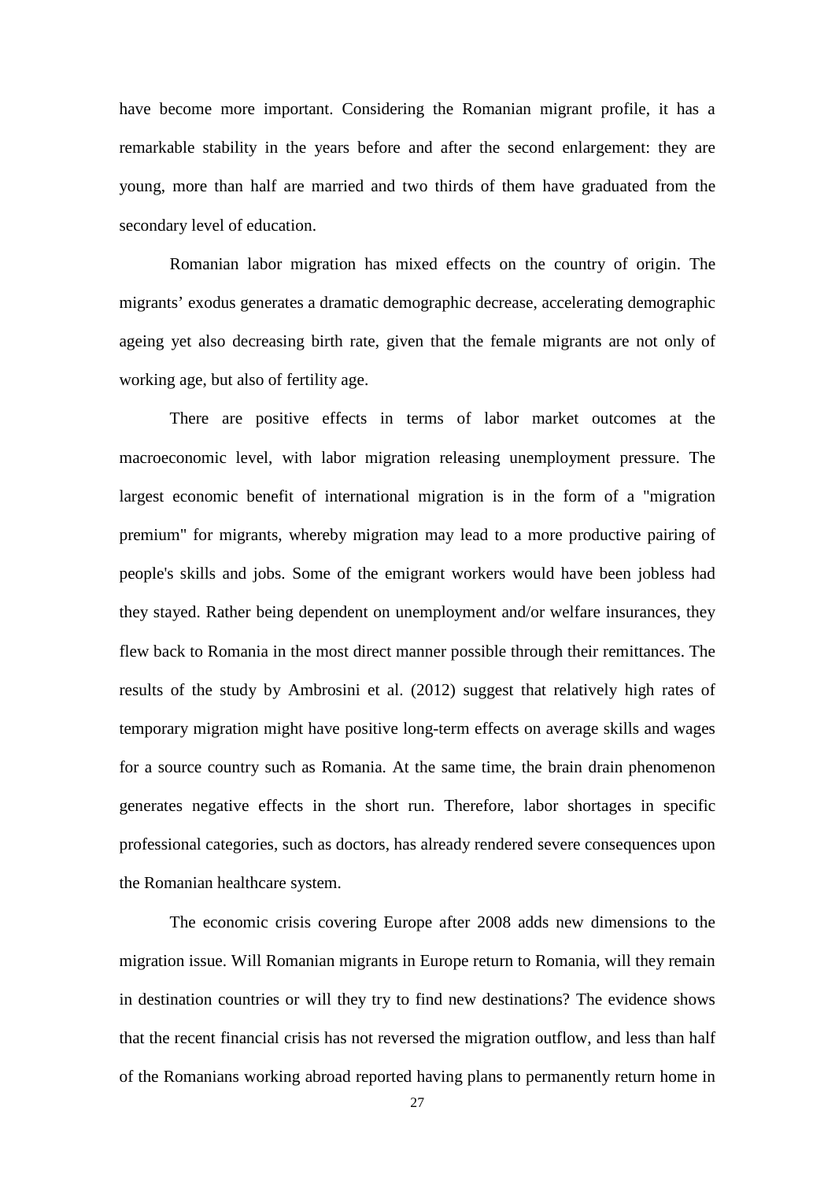have become more important. Considering the Romanian migrant profile, it has a remarkable stability in the years before and after the second enlargement: they are young, more than half are married and two thirds of them have graduated from the secondary level of education.

Romanian labor migration has mixed effects on the country of origin. The migrants' exodus generates a dramatic demographic decrease, accelerating demographic ageing yet also decreasing birth rate, given that the female migrants are not only of working age, but also of fertility age.

There are positive effects in terms of labor market outcomes at the macroeconomic level, with labor migration releasing unemployment pressure. The largest economic benefit of international migration is in the form of a "migration premium" for migrants, whereby migration may lead to a more productive pairing of people's skills and jobs. Some of the emigrant workers would have been jobless had they stayed. Rather being dependent on unemployment and/or welfare insurances, they flew back to Romania in the most direct manner possible through their remittances. The results of the study by Ambrosini et al. (2012) suggest that relatively high rates of temporary migration might have positive long-term effects on average skills and wages for a source country such as Romania. At the same time, the brain drain phenomenon generates negative effects in the short run. Therefore, labor shortages in specific professional categories, such as doctors, has already rendered severe consequences upon the Romanian healthcare system.

The economic crisis covering Europe after 2008 adds new dimensions to the migration issue. Will Romanian migrants in Europe return to Romania, will they remain in destination countries or will they try to find new destinations? The evidence shows that the recent financial crisis has not reversed the migration outflow, and less than half of the Romanians working abroad reported having plans to permanently return home in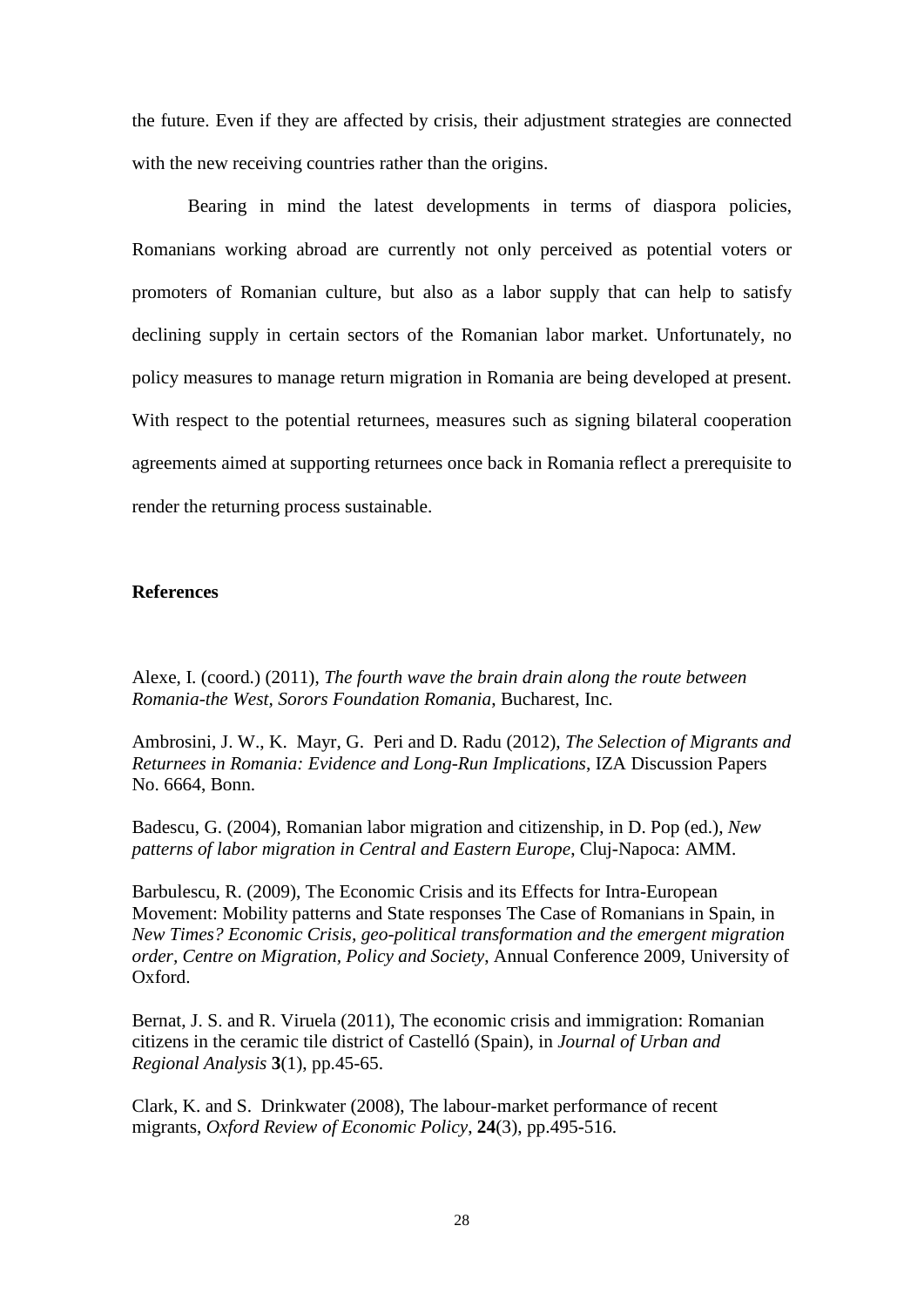the future. Even if they are affected by crisis, their adjustment strategies are connected with the new receiving countries rather than the origins.

Bearing in mind the latest developments in terms of diaspora policies, Romanians working abroad are currently not only perceived as potential voters or promoters of Romanian culture, but also as a labor supply that can help to satisfy declining supply in certain sectors of the Romanian labor market. Unfortunately, no policy measures to manage return migration in Romania are being developed at present. With respect to the potential returnees, measures such as signing bilateral cooperation agreements aimed at supporting returnees once back in Romania reflect a prerequisite to render the returning process sustainable.

**References**

Alexe, I. (coord.) (2011), *The fourth wave the brain drain along the route between Romania-the West, Sorors Foundation Romania*, Bucharest, Inc.

Ambrosini, J. W., K. Mayr, G. Peri and D. Radu (2012), *The Selection of Migrants and Returnees in Romania: Evidence and Long-Run Implications*, IZA Discussion Papers No. 6664, Bonn.

Badescu, G. (2004), Romanian labor migration and citizenship, in D. Pop (ed.), *New patterns of labor migration in Central and Eastern Europe*, Cluj-Napoca: AMM.

Barbulescu, R. (2009), The Economic Crisis and its Effects for Intra-European Movement: Mobility patterns and State responses The Case of Romanians in Spain, in *New Times? Economic Crisis, geo-political transformation and the emergent migration order*, *Centre on Migration, Policy and Society*, Annual Conference 2009, University of Oxford.

Bernat, J. S. and R. Viruela (2011), The economic crisis and immigration: Romanian citizens in the ceramic tile district of Castelló (Spain), in *Journal of Urban and Regional Analysis* **3**(1), pp.45-65.

Clark, K. and S. Drinkwater (2008), The labour-market performance of recent migrants, *Oxford Review of Economic Policy*, **24**(3), pp.495-516.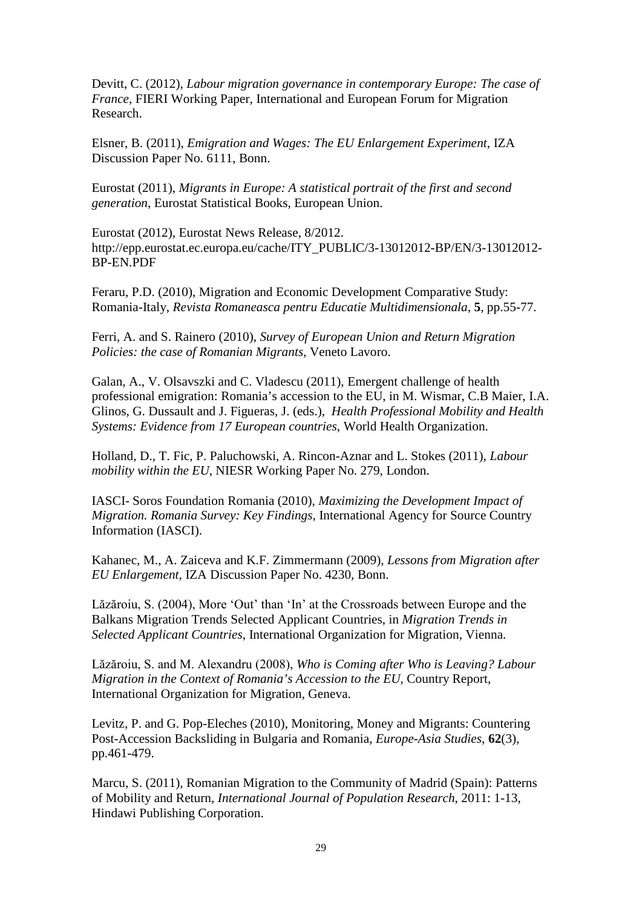Devitt, C. (2012), *Labour migration governance in contemporary Europe: The case of France*, FIERI Working Paper, International and European Forum for Migration Research.

Elsner, B. (2011), *Emigration and Wages: The EU Enlargement Experiment*, IZA Discussion Paper No. 6111, Bonn.

Eurostat (2011), *Migrants in Europe: A statistical portrait of the first and second generation*, Eurostat Statistical Books, European Union.

Eurostat (2012), Eurostat News Release, 8/2012. http://epp.eurostat.ec.europa.eu/cache/ITY_PUBLIC/3-13012012-BP/EN/3-13012012-BP-EN.PDF

Feraru, P.D. (2010), Migration and Economic Development Comparative Study: Romania-Italy, *Revista Romaneasca pentru Educatie Multidimensionala*, **5**, pp.55-77.

Ferri, A. and S. Rainero (2010), *Survey of European Union and Return Migration Policies: the case of Romanian Migrants*, Veneto Lavoro.

Galan, A., V. Olsavszki and C. Vladescu (2011), Emergent challenge of health professional emigration: Romania's accession to the EU, in M. Wismar, C.B Maier, I.A. Glinos, G. Dussault and J. Figueras, J. (eds.), *Health Professional Mobility and Health Systems: Evidence from 17 European countries*, World Health Organization.

Holland, D., T. Fic, P. Paluchowski, A. Rincon-Aznar and L. Stokes (2011), *Labour mobility within the EU*, NIESR Working Paper No. 279, London.

IASCI- Soros Foundation Romania (2010), *Maximizing the Development Impact of Migration. Romania Survey: Key Findings*, International Agency for Source Country Information (IASCI).

Kahanec, M., A. Zaiceva and K.F. Zimmermann (2009), *Lessons from Migration after EU Enlargement*, IZA Discussion Paper No. 4230, Bonn.

Lăzăroiu, S. (2004), More 'Out' than 'In' at the Crossroads between Europe and the Balkans Migration Trends Selected Applicant Countries, in *Migration Trends in Selected Applicant Countries*, International Organization for Migration, Vienna.

Lăzăroiu, S. and M. Alexandru (2008), *Who is Coming after Who is Leaving? Labour Migration in the Context of Romania's Accession to the EU*, Country Report, International Organization for Migration, Geneva.

Levitz, P. and G. Pop-Eleches (2010), Monitoring, Money and Migrants: Countering Post-Accession Backsliding in Bulgaria and Romania, *Europe-Asia Studies*, **62**(3), pp.461-479.

Marcu, S. (2011), Romanian Migration to the Community of Madrid (Spain): Patterns of Mobility and Return, *International Journal of Population Research*, 2011: 1-13, Hindawi Publishing Corporation.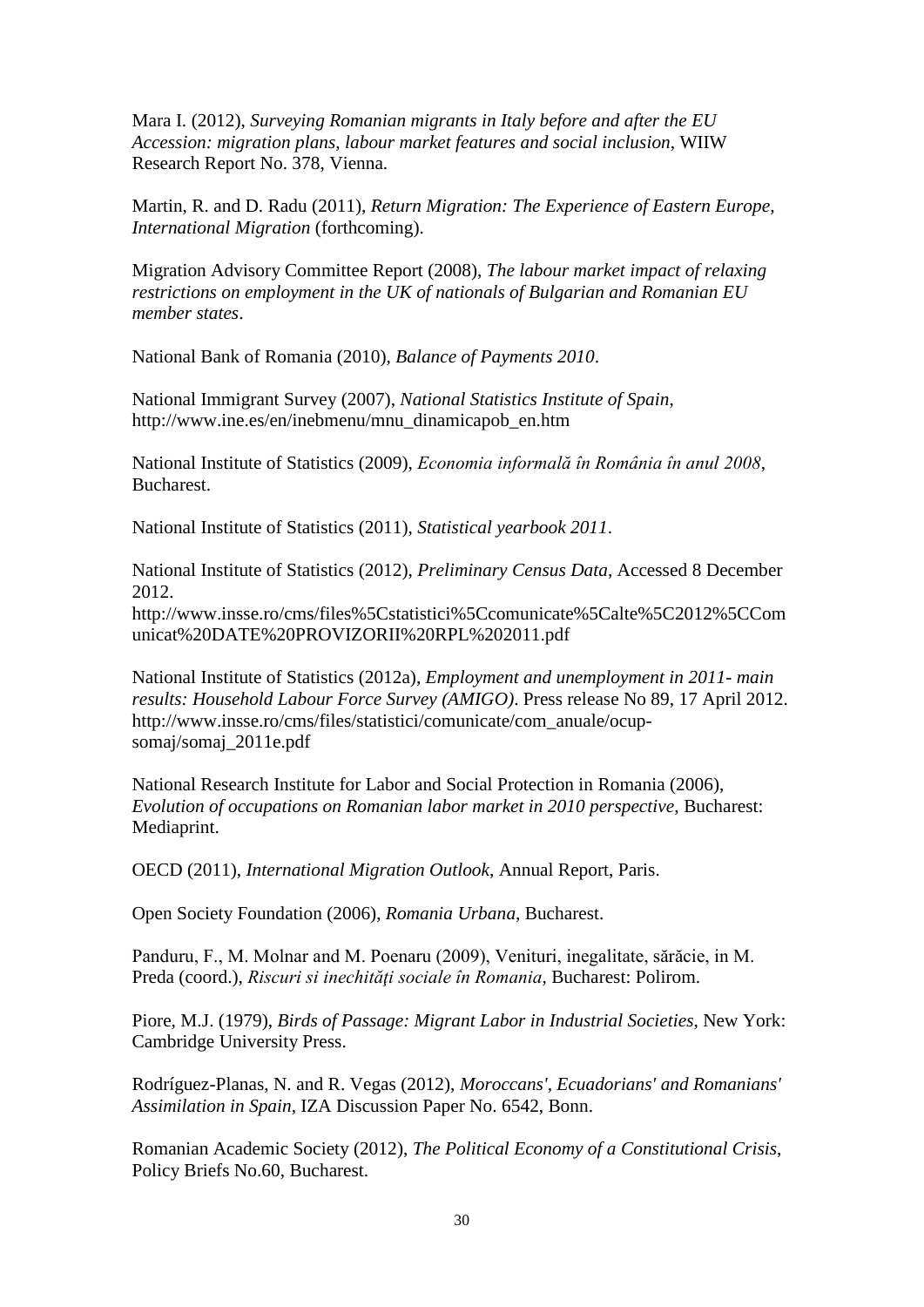Mara I. (2012), *Surveying Romanian migrants in Italy before and after the EU Accession: migration plans, labour market features and social inclusion*, WIIW Research Report No. 378, Vienna.

Martin, R. and D. Radu (2011), *Return Migration: The Experience of Eastern Europe, International Migration* (forthcoming).

Migration Advisory Committee Report (2008), *The labour market impact of relaxing restrictions on employment in the UK of nationals of Bulgarian and Romanian EU member states*.

National Bank of Romania (2010), *Balance of Payments 2010*.

National Immigrant Survey (2007), *National Statistics Institute of Spain*, http://www.ine.es/en/inebmenu/mnu_dinamicapob_en.htm

National Institute of Statistics (2009), *Economia informală în România în anul 2008*, Bucharest.

National Institute of Statistics (2011), *Statistical yearbook 2011*.

National Institute of Statistics (2012), *Preliminary Census Data*, Accessed 8 December 2012.
http://www.insse.ro/cms/files%5Cstatistici%5Ccomunicate%5Calte%5C2012%5CComunicat%20DATE%20PROVIZORII%20RPL%202011.pdf

National Institute of Statistics (2012a), *Employment and unemployment in 2011- main results: Household Labour Force Survey (AMIGO)*. Press release No 89, 17 April 2012. http://www.insse.ro/cms/files/statistici/comunicate/com_anuale/ocup-somaj/somaj_2011e.pdf

National Research Institute for Labor and Social Protection in Romania (2006), *Evolution of occupations on Romanian labor market in 2010 perspective*, Bucharest: Mediaprint.

OECD (2011), *International Migration Outlook*, Annual Report, Paris.

Open Society Foundation (2006), *Romania Urbana*, Bucharest.

Panduru, F., M. Molnar and M. Poenaru (2009), Venituri, inegalitate, sărăcie, in M. Preda (coord.), *Riscuri si inechităţi sociale în Romania*, Bucharest: Polirom.

Piore, M.J. (1979), *Birds of Passage: Migrant Labor in Industrial Societies*, New York: Cambridge University Press.

Rodríguez-Planas, N. and R. Vegas (2012), *Moroccans', Ecuadorians' and Romanians' Assimilation in Spain*, IZA Discussion Paper No. 6542, Bonn.

Romanian Academic Society (2012), *The Political Economy of a Constitutional Crisis*, Policy Briefs No.60, Bucharest.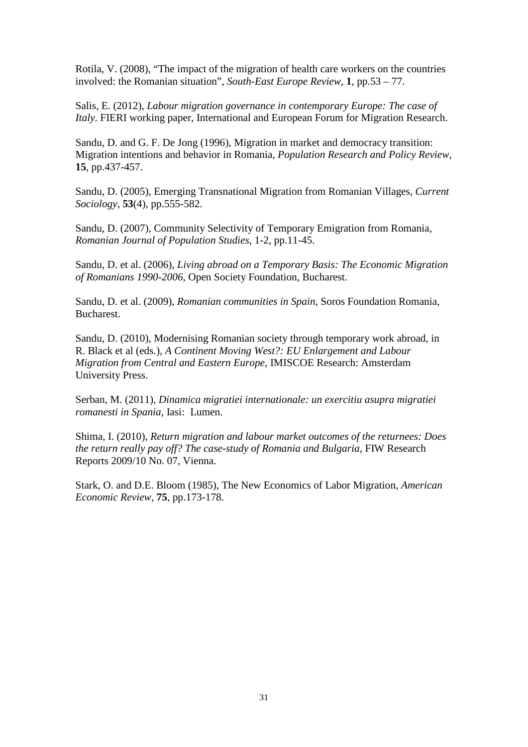Rotila, V. (2008), “The impact of the migration of health care workers on the countries involved: the Romanian situation”, *South-East Europe Review*, **1**, pp.53 – 77.

Salis, E. (2012), *Labour migration governance in contemporary Europe: The case of Italy*. FIERI working paper, International and European Forum for Migration Research.

Sandu, D. and G. F. De Jong (1996), Migration in market and democracy transition: Migration intentions and behavior in Romania, *Population Research and Policy Review*, **15**, pp.437-457.

Sandu, D. (2005), Emerging Transnational Migration from Romanian Villages, *Current Sociology*, **53**(4), pp.555-582.

Sandu, D. (2007), Community Selectivity of Temporary Emigration from Romania, *Romanian Journal of Population Studies*, 1-2, pp.11-45.

Sandu, D. et al. (2006), *Living abroad on a Temporary Basis: The Economic Migration of Romanians 1990-2006*, Open Society Foundation, Bucharest.

Sandu, D. et al. (2009), *Romanian communities in Spain*, Soros Foundation Romania, Bucharest.

Sandu, D. (2010), Modernising Romanian society through temporary work abroad, in R. Black et al (eds.), *A Continent Moving West?: EU Enlargement and Labour Migration from Central and Eastern Europe*, IMISCOE Research: Amsterdam University Press.

Serban, M. (2011), *Dinamica migratiei internationale: un exercitiu asupra migratiei romanesti in Spania*, Iasi: Lumen.

Shima, I. (2010), *Return migration and labour market outcomes of the returnees: Does the return really pay off? The case-study of Romania and Bulgaria*, FIW Research Reports 2009/10 No. 07, Vienna.

Stark, O. and D.E. Bloom (1985), The New Economics of Labor Migration, *American Economic Review*, **75**, pp.173-178.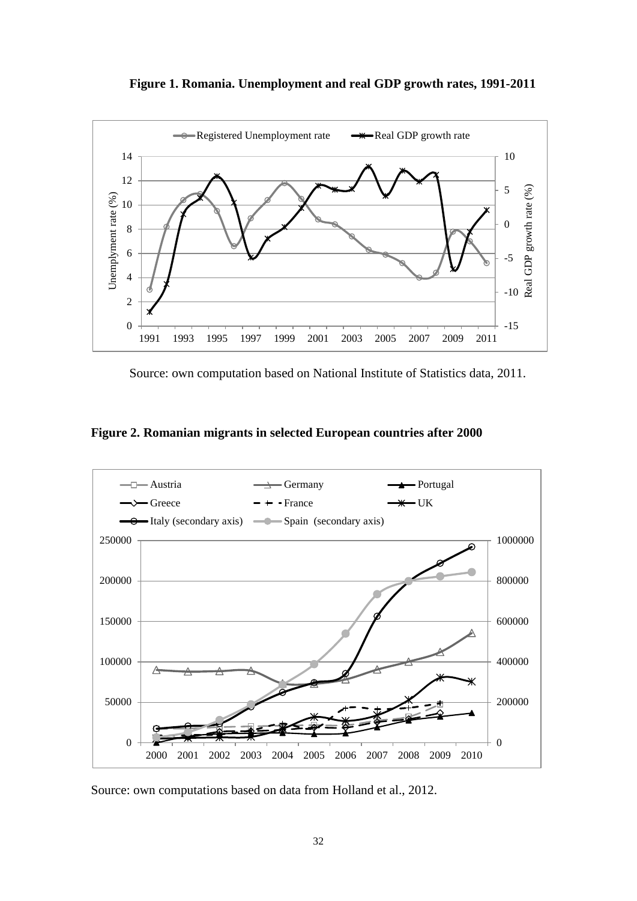**Figure 1. Romania. Unemployment and real GDP growth rates, 1991-2011**

Source: own computation based on National Institute of Statistics data, 2011.

**Figure 2. Romanian migrants in selected European countries after 2000**

Source: own computations based on data from Holland et al., 2012.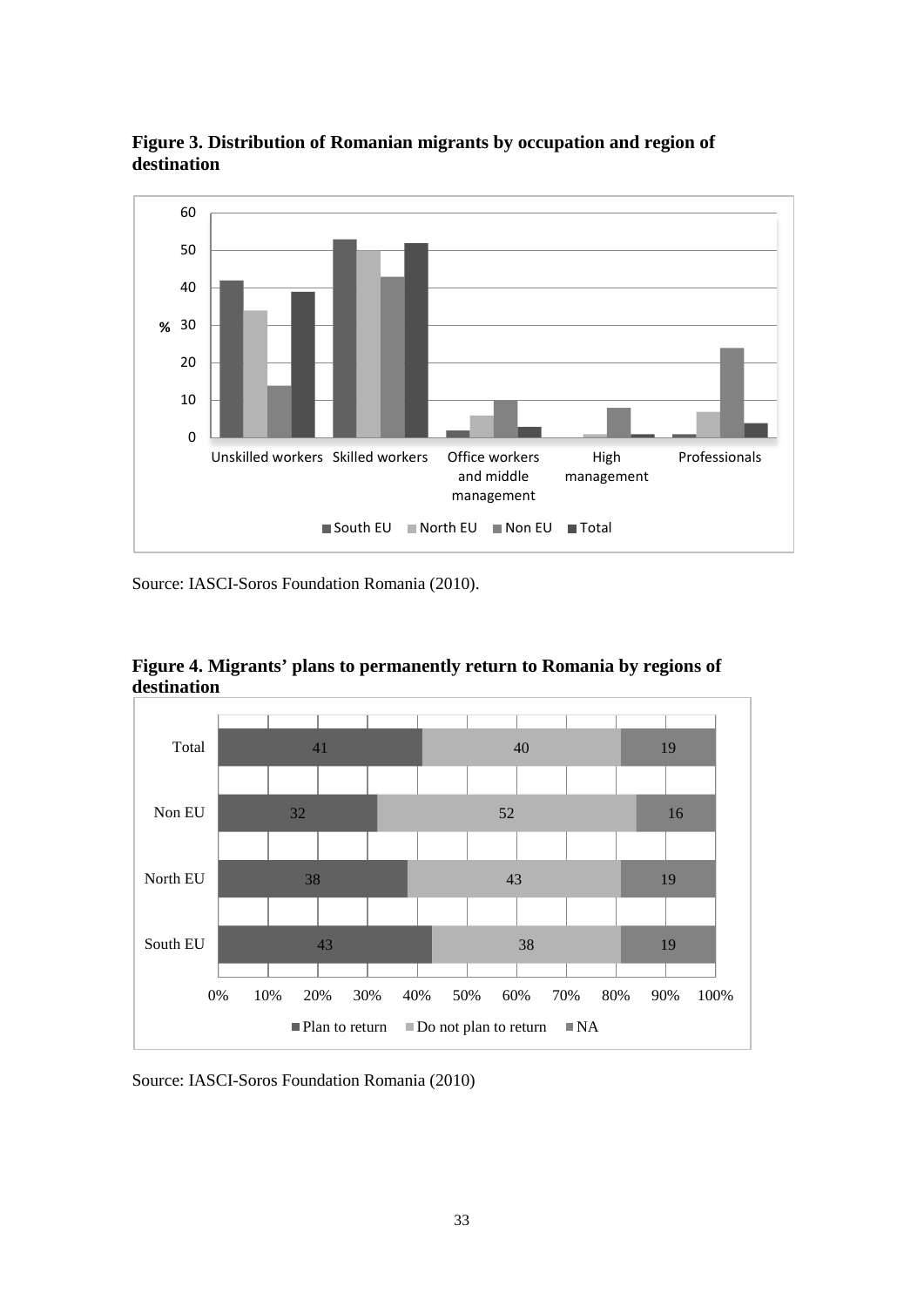**Figure 3. Distribution of Romanian migrants by occupation and region of destination**

Source: IASCI-Soros Foundation Romania (2010).

**Figure 4. Migrants' plans to permanently return to Romania by regions of destination**

Source: IASCI-Soros Foundation Romania (2010)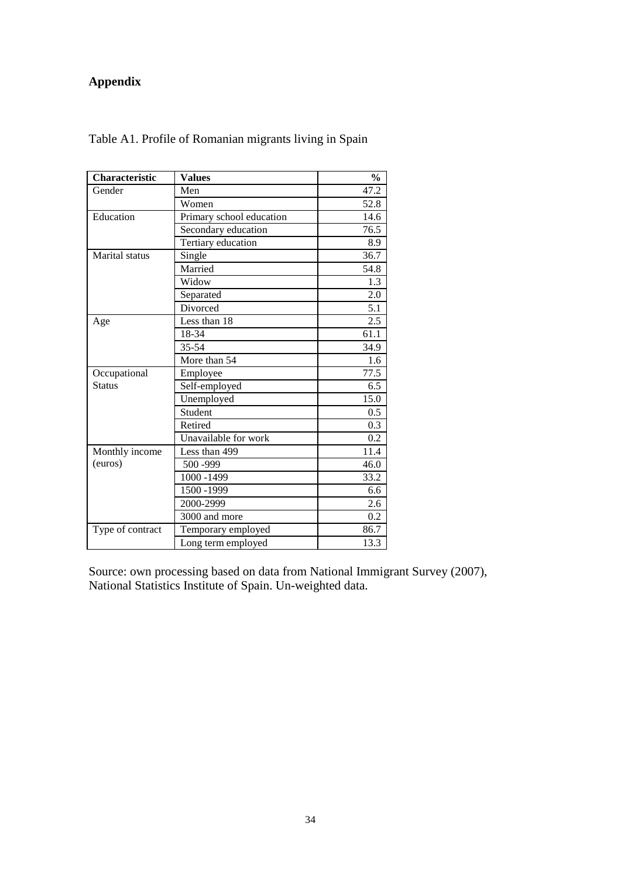## Appendix

Table A1. Profile of Romanian migrants living in Spain

| Characteristic | Values | % |
|---|---|---|
| Gender | Men | 47.2 |
| | Women | 52.8 |
| Education | Primary school education | 14.6 |
| | Secondary education | 76.5 |
| | Tertiary education | 8.9 |
| Marital status | Single | 36.7 |
| | Married | 54.8 |
| | Widow | 1.3 |
| | Separated | 2.0 |
| | Divorced | 5.1 |
| Age | Less than 18 | 2.5 |
| | 18-34 | 61.1 |
| | 35-54 | 34.9 |
| | More than 54 | 1.6 |
| Occupational Status | Employee | 77.5 |
| | Self-employed | 6.5 |
| | Unemployed | 15.0 |
| | Student | 0.5 |
| | Retired | 0.3 |
| | Unavailable for work | 0.2 |
| Monthly income (euros) | Less than 499 | 11.4 |
| | 500 -999 | 46.0 |
| | 1000 -1499 | 33.2 |
| | 1500 -1999 | 6.6 |
| | 2000-2999 | 2.6 |
| | 3000 and more | 0.2 |
| Type of contract | Temporary employed | 86.7 |
| | Long term employed | 13.3 |

Source: own processing based on data from National Immigrant Survey (2007), National Statistics Institute of Spain. Un-weighted data.